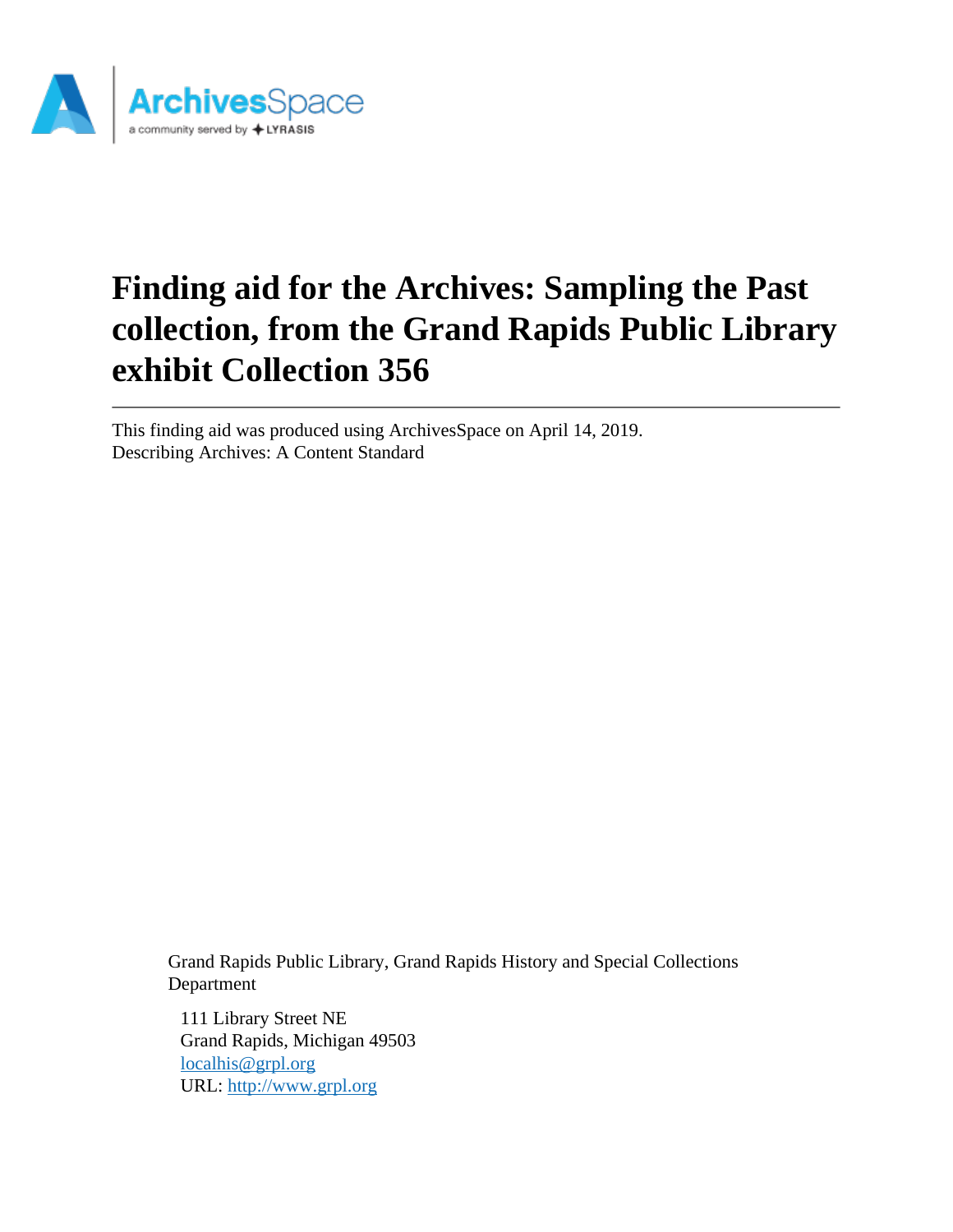# Finding aid for the Archives: Sampling the Past collection, from the Grand Rapids Public Library exhibit Collection 356

This finding aid was produced using ArchivesSpace on April 14, 2019.
Describing Archives: A Content Standard

Grand Rapids Public Library, Grand Rapids History and Special Collections Department

111 Library Street NE
Grand Rapids, Michigan 49503
localhis@grpl.org
URL: http://www.grpl.org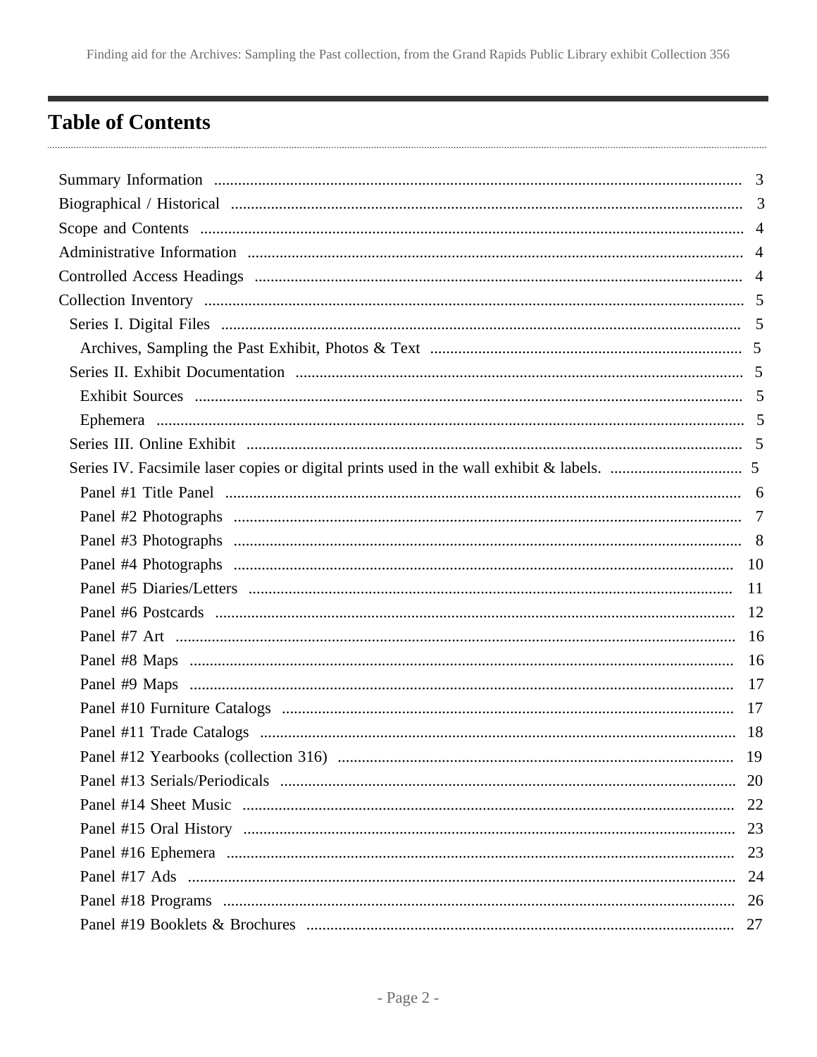# Table of Contents

- Summary Information ... 3
- Biographical / Historical ... 3
- Scope and Contents ... 4
- Administrative Information ... 4
- Controlled Access Headings ... 4
- Collection Inventory ... 5
  - Series I. Digital Files ... 5
    - Archives, Sampling the Past Exhibit, Photos & Text ... 5
  - Series II. Exhibit Documentation ... 5
    - Exhibit Sources ... 5
    - Ephemera ... 5
  - Series III. Online Exhibit ... 5
  - Series IV. Facsimile laser copies or digital prints used in the wall exhibit & labels. ... 5
    - Panel #1 Title Panel ... 6
    - Panel #2 Photographs ... 7
    - Panel #3 Photographs ... 8
    - Panel #4 Photographs ... 10
    - Panel #5 Diaries/Letters ... 11
    - Panel #6 Postcards ... 12
    - Panel #7 Art ... 16
    - Panel #8 Maps ... 16
    - Panel #9 Maps ... 17
    - Panel #10 Furniture Catalogs ... 17
    - Panel #11 Trade Catalogs ... 18
    - Panel #12 Yearbooks (collection 316) ... 19
    - Panel #13 Serials/Periodicals ... 20
    - Panel #14 Sheet Music ... 22
    - Panel #15 Oral History ... 23
    - Panel #16 Ephemera ... 23
    - Panel #17 Ads ... 24
    - Panel #18 Programs ... 26
    - Panel #19 Booklets & Brochures ... 27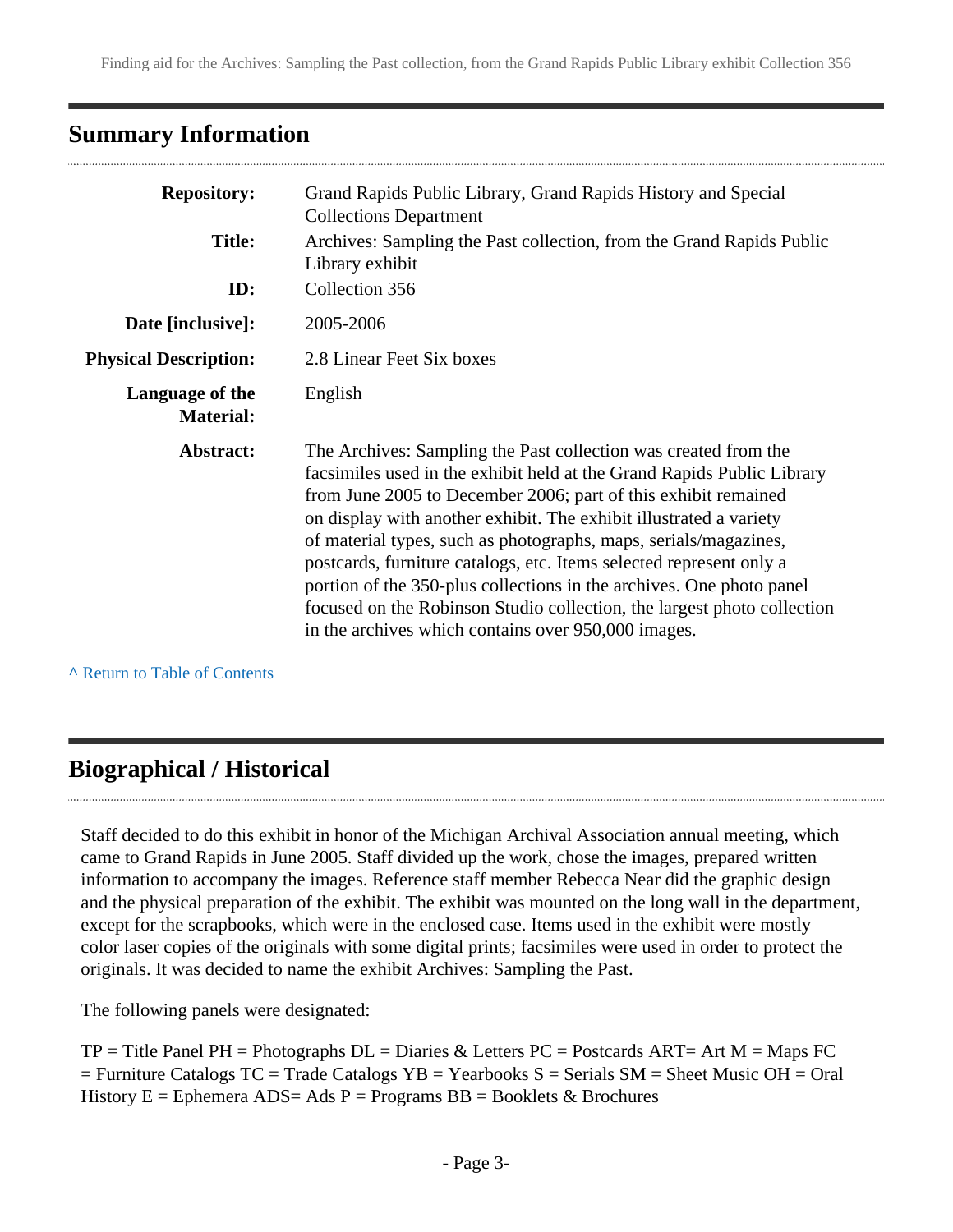## Summary Information

| | |
|---|---|
| **Repository:** | Grand Rapids Public Library, Grand Rapids History and Special Collections Department |
| **Title:** | Archives: Sampling the Past collection, from the Grand Rapids Public Library exhibit |
| **ID:** | Collection 356 |
| **Date [inclusive]:** | 2005-2006 |
| **Physical Description:** | 2.8 Linear Feet Six boxes |
| **Language of the Material:** | English |
| **Abstract:** | The Archives: Sampling the Past collection was created from the facsimiles used in the exhibit held at the Grand Rapids Public Library from June 2005 to December 2006; part of this exhibit remained on display with another exhibit. The exhibit illustrated a variety of material types, such as photographs, maps, serials/magazines, postcards, furniture catalogs, etc. Items selected represent only a portion of the 350-plus collections in the archives. One photo panel focused on the Robinson Studio collection, the largest photo collection in the archives which contains over 950,000 images. |

^ Return to Table of Contents

## Biographical / Historical

Staff decided to do this exhibit in honor of the Michigan Archival Association annual meeting, which came to Grand Rapids in June 2005. Staff divided up the work, chose the images, prepared written information to accompany the images. Reference staff member Rebecca Near did the graphic design and the physical preparation of the exhibit. The exhibit was mounted on the long wall in the department, except for the scrapbooks, which were in the enclosed case. Items used in the exhibit were mostly color laser copies of the originals with some digital prints; facsimiles were used in order to protect the originals. It was decided to name the exhibit Archives: Sampling the Past.

The following panels were designated:

TP = Title Panel PH = Photographs DL = Diaries & Letters PC = Postcards ART= Art M = Maps FC = Furniture Catalogs TC = Trade Catalogs YB = Yearbooks S = Serials SM = Sheet Music OH = Oral History E = Ephemera ADS= Ads P = Programs BB = Booklets & Brochures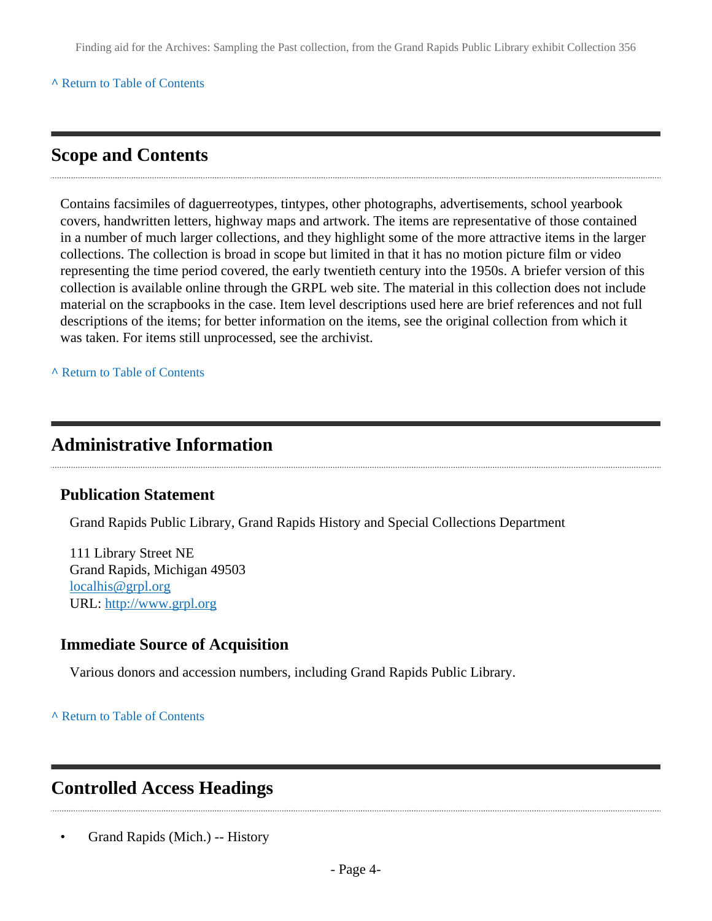^ Return to Table of Contents

## Scope and Contents

Contains facsimiles of daguerreotypes, tintypes, other photographs, advertisements, school yearbook covers, handwritten letters, highway maps and artwork. The items are representative of those contained in a number of much larger collections, and they highlight some of the more attractive items in the larger collections. The collection is broad in scope but limited in that it has no motion picture film or video representing the time period covered, the early twentieth century into the 1950s. A briefer version of this collection is available online through the GRPL web site. The material in this collection does not include material on the scrapbooks in the case. Item level descriptions used here are brief references and not full descriptions of the items; for better information on the items, see the original collection from which it was taken. For items still unprocessed, see the archivist.

^ Return to Table of Contents

## Administrative Information

### Publication Statement

Grand Rapids Public Library, Grand Rapids History and Special Collections Department

111 Library Street NE
Grand Rapids, Michigan 49503
localhis@grpl.org
URL: http://www.grpl.org

### Immediate Source of Acquisition

Various donors and accession numbers, including Grand Rapids Public Library.

^ Return to Table of Contents

## Controlled Access Headings

- Grand Rapids (Mich.) -- History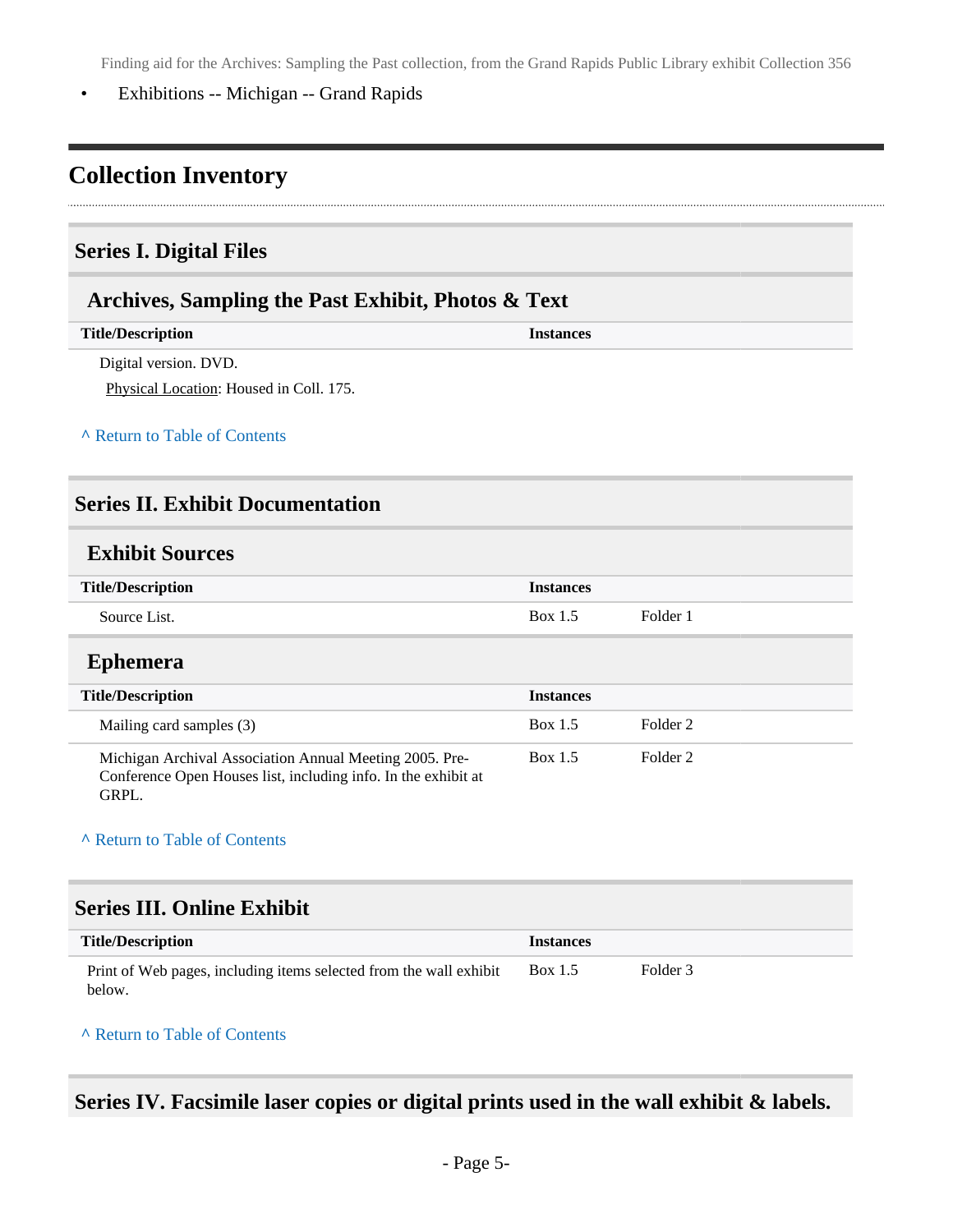- Exhibitions -- Michigan -- Grand Rapids

## Collection Inventory

### Series I. Digital Files

#### Archives, Sampling the Past Exhibit, Photos & Text

| Title/Description | Instances | |
|---|---|---|
| Digital version. DVD. | | |

Physical Location: Housed in Coll. 175.

^ Return to Table of Contents

### Series II. Exhibit Documentation

#### Exhibit Sources

| Title/Description | Instances | |
|---|---|---|
| Source List. | Box 1.5 | Folder 1 |

#### Ephemera

| Title/Description | Instances | |
|---|---|---|
| Mailing card samples (3) | Box 1.5 | Folder 2 |
| Michigan Archival Association Annual Meeting 2005. Pre-Conference Open Houses list, including info. In the exhibit at GRPL. | Box 1.5 | Folder 2 |

^ Return to Table of Contents

### Series III. Online Exhibit

| Title/Description | Instances | |
|---|---|---|
| Print of Web pages, including items selected from the wall exhibit below. | Box 1.5 | Folder 3 |

^ Return to Table of Contents

### Series IV. Facsimile laser copies or digital prints used in the wall exhibit & labels.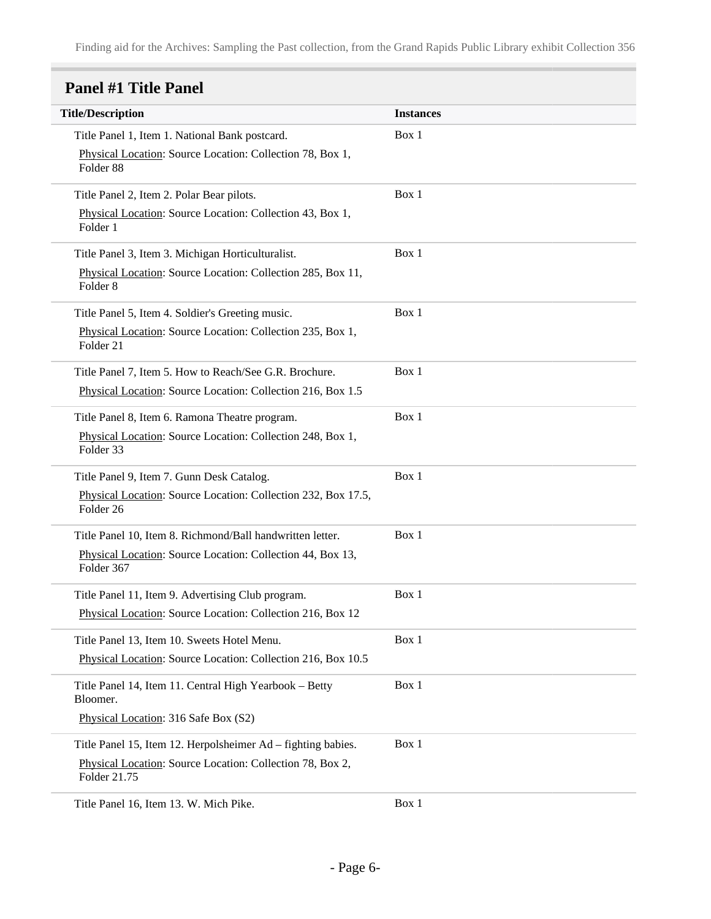## Panel #1 Title Panel

| Title/Description | Instances |
|---|---|
| Title Panel 1, Item 1. National Bank postcard.<br>Physical Location: Source Location: Collection 78, Box 1, Folder 88 | Box 1 |
| Title Panel 2, Item 2. Polar Bear pilots.<br>Physical Location: Source Location: Collection 43, Box 1, Folder 1 | Box 1 |
| Title Panel 3, Item 3. Michigan Horticulturalist.<br>Physical Location: Source Location: Collection 285, Box 11, Folder 8 | Box 1 |
| Title Panel 5, Item 4. Soldier's Greeting music.<br>Physical Location: Source Location: Collection 235, Box 1, Folder 21 | Box 1 |
| Title Panel 7, Item 5. How to Reach/See G.R. Brochure.<br>Physical Location: Source Location: Collection 216, Box 1.5 | Box 1 |
| Title Panel 8, Item 6. Ramona Theatre program.<br>Physical Location: Source Location: Collection 248, Box 1, Folder 33 | Box 1 |
| Title Panel 9, Item 7. Gunn Desk Catalog.<br>Physical Location: Source Location: Collection 232, Box 17.5, Folder 26 | Box 1 |
| Title Panel 10, Item 8. Richmond/Ball handwritten letter.<br>Physical Location: Source Location: Collection 44, Box 13, Folder 367 | Box 1 |
| Title Panel 11, Item 9. Advertising Club program.<br>Physical Location: Source Location: Collection 216, Box 12 | Box 1 |
| Title Panel 13, Item 10. Sweets Hotel Menu.<br>Physical Location: Source Location: Collection 216, Box 10.5 | Box 1 |
| Title Panel 14, Item 11. Central High Yearbook – Betty Bloomer.<br>Physical Location: 316 Safe Box (S2) | Box 1 |
| Title Panel 15, Item 12. Herpolsheimer Ad – fighting babies.<br>Physical Location: Source Location: Collection 78, Box 2, Folder 21.75 | Box 1 |
| Title Panel 16, Item 13. W. Mich Pike. | Box 1 |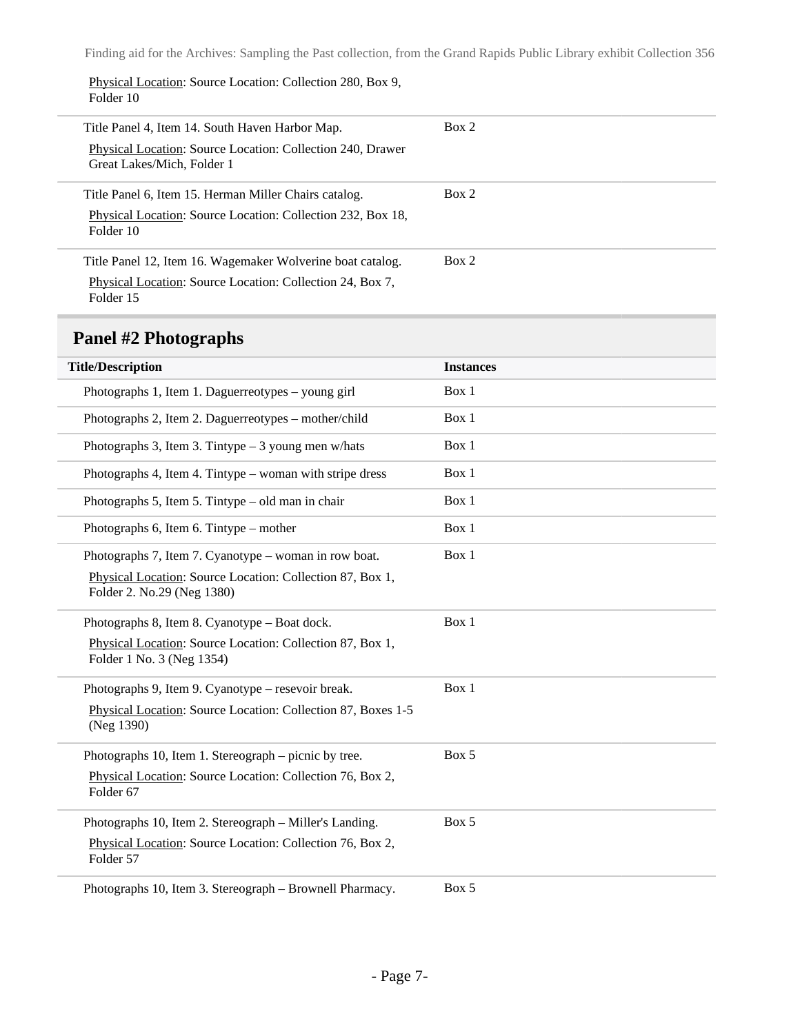Physical Location: Source Location: Collection 280, Box 9, Folder 10

| Title/Description | Instances |
| --- | --- |
| Title Panel 4, Item 14. South Haven Harbor Map.<br>Physical Location: Source Location: Collection 240, Drawer Great Lakes/Mich, Folder 1 | Box 2 |
| Title Panel 6, Item 15. Herman Miller Chairs catalog.<br>Physical Location: Source Location: Collection 232, Box 18, Folder 10 | Box 2 |
| Title Panel 12, Item 16. Wagemaker Wolverine boat catalog.<br>Physical Location: Source Location: Collection 24, Box 7, Folder 15 | Box 2 |

## Panel #2 Photographs

| Title/Description | Instances |
| --- | --- |
| Photographs 1, Item 1. Daguerreotypes – young girl | Box 1 |
| Photographs 2, Item 2. Daguerreotypes – mother/child | Box 1 |
| Photographs 3, Item 3. Tintype – 3 young men w/hats | Box 1 |
| Photographs 4, Item 4. Tintype – woman with stripe dress | Box 1 |
| Photographs 5, Item 5. Tintype – old man in chair | Box 1 |
| Photographs 6, Item 6. Tintype – mother | Box 1 |
| Photographs 7, Item 7. Cyanotype – woman in row boat.<br>Physical Location: Source Location: Collection 87, Box 1, Folder 2. No.29 (Neg 1380) | Box 1 |
| Photographs 8, Item 8. Cyanotype – Boat dock.<br>Physical Location: Source Location: Collection 87, Box 1, Folder 1 No. 3 (Neg 1354) | Box 1 |
| Photographs 9, Item 9. Cyanotype – resevoir break.<br>Physical Location: Source Location: Collection 87, Boxes 1-5 (Neg 1390) | Box 1 |
| Photographs 10, Item 1. Stereograph – picnic by tree.<br>Physical Location: Source Location: Collection 76, Box 2, Folder 67 | Box 5 |
| Photographs 10, Item 2. Stereograph – Miller's Landing.<br>Physical Location: Source Location: Collection 76, Box 2, Folder 57 | Box 5 |
| Photographs 10, Item 3. Stereograph – Brownell Pharmacy. | Box 5 |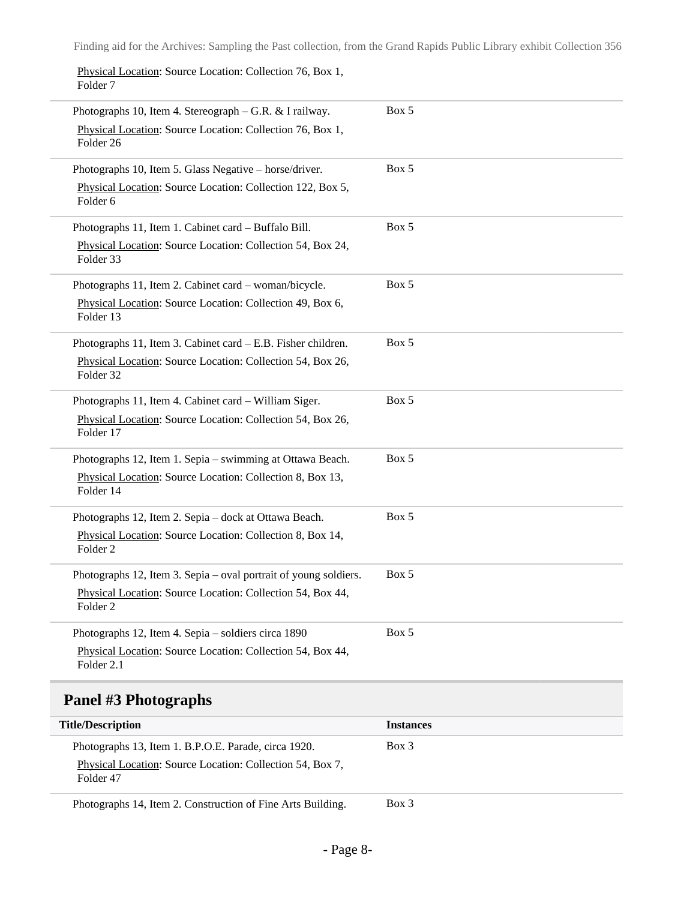Physical Location: Source Location: Collection 76, Box 1, Folder 7

| Title/Description | Instances |
|---|---|
| Photographs 10, Item 4. Stereograph – G.R. & I railway.<br>Physical Location: Source Location: Collection 76, Box 1, Folder 26 | Box 5 |
| Photographs 10, Item 5. Glass Negative – horse/driver.<br>Physical Location: Source Location: Collection 122, Box 5, Folder 6 | Box 5 |
| Photographs 11, Item 1. Cabinet card – Buffalo Bill.<br>Physical Location: Source Location: Collection 54, Box 24, Folder 33 | Box 5 |
| Photographs 11, Item 2. Cabinet card – woman/bicycle.<br>Physical Location: Source Location: Collection 49, Box 6, Folder 13 | Box 5 |
| Photographs 11, Item 3. Cabinet card – E.B. Fisher children.<br>Physical Location: Source Location: Collection 54, Box 26, Folder 32 | Box 5 |
| Photographs 11, Item 4. Cabinet card – William Siger.<br>Physical Location: Source Location: Collection 54, Box 26, Folder 17 | Box 5 |
| Photographs 12, Item 1. Sepia – swimming at Ottawa Beach.<br>Physical Location: Source Location: Collection 8, Box 13, Folder 14 | Box 5 |
| Photographs 12, Item 2. Sepia – dock at Ottawa Beach.<br>Physical Location: Source Location: Collection 8, Box 14, Folder 2 | Box 5 |
| Photographs 12, Item 3. Sepia – oval portrait of young soldiers.<br>Physical Location: Source Location: Collection 54, Box 44, Folder 2 | Box 5 |
| Photographs 12, Item 4. Sepia – soldiers circa 1890<br>Physical Location: Source Location: Collection 54, Box 44, Folder 2.1 | Box 5 |

## Panel #3 Photographs

| Title/Description | Instances |
|---|---|
| Photographs 13, Item 1. B.P.O.E. Parade, circa 1920.<br>Physical Location: Source Location: Collection 54, Box 7, Folder 47 | Box 3 |
| Photographs 14, Item 2. Construction of Fine Arts Building. | Box 3 |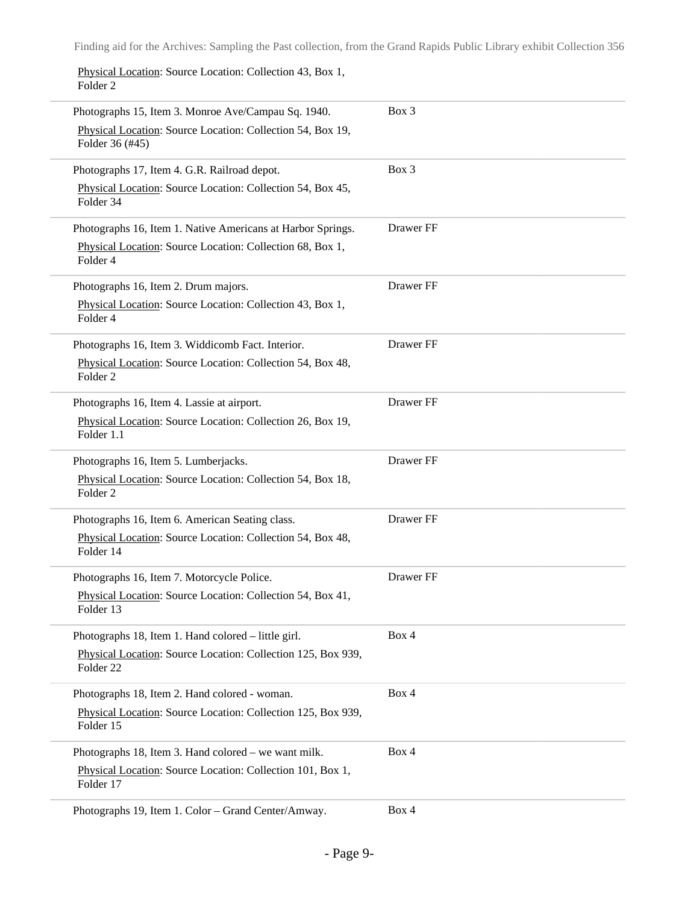Physical Location: Source Location: Collection 43, Box 1, Folder 2

| Item | Location |
|---|---|
| Photographs 15, Item 3. Monroe Ave/Campau Sq. 1940.<br>Physical Location: Source Location: Collection 54, Box 19, Folder 36 (#45) | Box 3 |
| Photographs 17, Item 4. G.R. Railroad depot.<br>Physical Location: Source Location: Collection 54, Box 45, Folder 34 | Box 3 |
| Photographs 16, Item 1. Native Americans at Harbor Springs.<br>Physical Location: Source Location: Collection 68, Box 1, Folder 4 | Drawer FF |
| Photographs 16, Item 2. Drum majors.<br>Physical Location: Source Location: Collection 43, Box 1, Folder 4 | Drawer FF |
| Photographs 16, Item 3. Widdicomb Fact. Interior.<br>Physical Location: Source Location: Collection 54, Box 48, Folder 2 | Drawer FF |
| Photographs 16, Item 4. Lassie at airport.<br>Physical Location: Source Location: Collection 26, Box 19, Folder 1.1 | Drawer FF |
| Photographs 16, Item 5. Lumberjacks.<br>Physical Location: Source Location: Collection 54, Box 18, Folder 2 | Drawer FF |
| Photographs 16, Item 6. American Seating class.<br>Physical Location: Source Location: Collection 54, Box 48, Folder 14 | Drawer FF |
| Photographs 16, Item 7. Motorcycle Police.<br>Physical Location: Source Location: Collection 54, Box 41, Folder 13 | Drawer FF |
| Photographs 18, Item 1. Hand colored – little girl.<br>Physical Location: Source Location: Collection 125, Box 939, Folder 22 | Box 4 |
| Photographs 18, Item 2. Hand colored - woman.<br>Physical Location: Source Location: Collection 125, Box 939, Folder 15 | Box 4 |
| Photographs 18, Item 3. Hand colored – we want milk.<br>Physical Location: Source Location: Collection 101, Box 1, Folder 17 | Box 4 |
| Photographs 19, Item 1. Color – Grand Center/Amway. | Box 4 |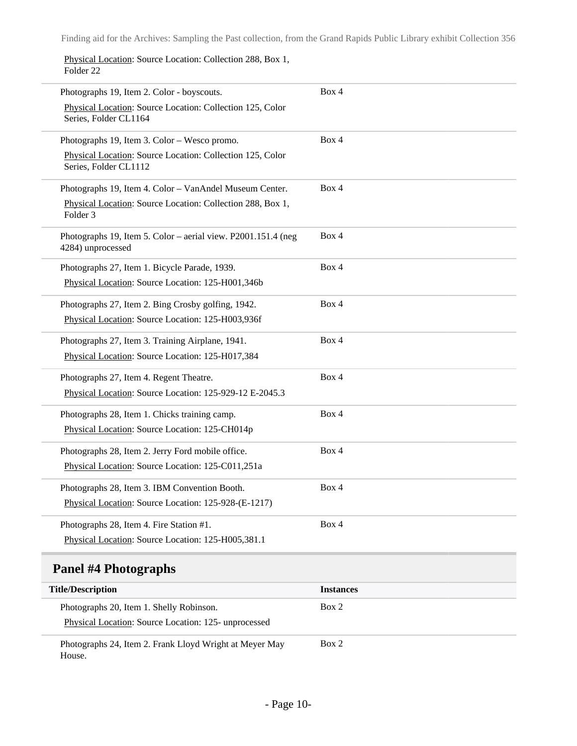Physical Location: Source Location: Collection 288, Box 1, Folder 22

| Title/Description | Instances |
| --- | --- |
| Photographs 19, Item 2. Color - boyscouts.<br>Physical Location: Source Location: Collection 125, Color Series, Folder CL1164 | Box 4 |
| Photographs 19, Item 3. Color – Wesco promo.<br>Physical Location: Source Location: Collection 125, Color Series, Folder CL1112 | Box 4 |
| Photographs 19, Item 4. Color – VanAndel Museum Center.<br>Physical Location: Source Location: Collection 288, Box 1, Folder 3 | Box 4 |
| Photographs 19, Item 5. Color – aerial view. P2001.151.4 (neg 4284) unprocessed | Box 4 |
| Photographs 27, Item 1. Bicycle Parade, 1939.<br>Physical Location: Source Location: 125-H001,346b | Box 4 |
| Photographs 27, Item 2. Bing Crosby golfing, 1942.<br>Physical Location: Source Location: 125-H003,936f | Box 4 |
| Photographs 27, Item 3. Training Airplane, 1941.<br>Physical Location: Source Location: 125-H017,384 | Box 4 |
| Photographs 27, Item 4. Regent Theatre.<br>Physical Location: Source Location: 125-929-12 E-2045.3 | Box 4 |
| Photographs 28, Item 1. Chicks training camp.<br>Physical Location: Source Location: 125-CH014p | Box 4 |
| Photographs 28, Item 2. Jerry Ford mobile office.<br>Physical Location: Source Location: 125-C011,251a | Box 4 |
| Photographs 28, Item 3. IBM Convention Booth.<br>Physical Location: Source Location: 125-928-(E-1217) | Box 4 |
| Photographs 28, Item 4. Fire Station #1.<br>Physical Location: Source Location: 125-H005,381.1 | Box 4 |

## Panel #4 Photographs

| Title/Description | Instances |
| --- | --- |
| Photographs 20, Item 1. Shelly Robinson.<br>Physical Location: Source Location: 125- unprocessed | Box 2 |
| Photographs 24, Item 2. Frank Lloyd Wright at Meyer May House. | Box 2 |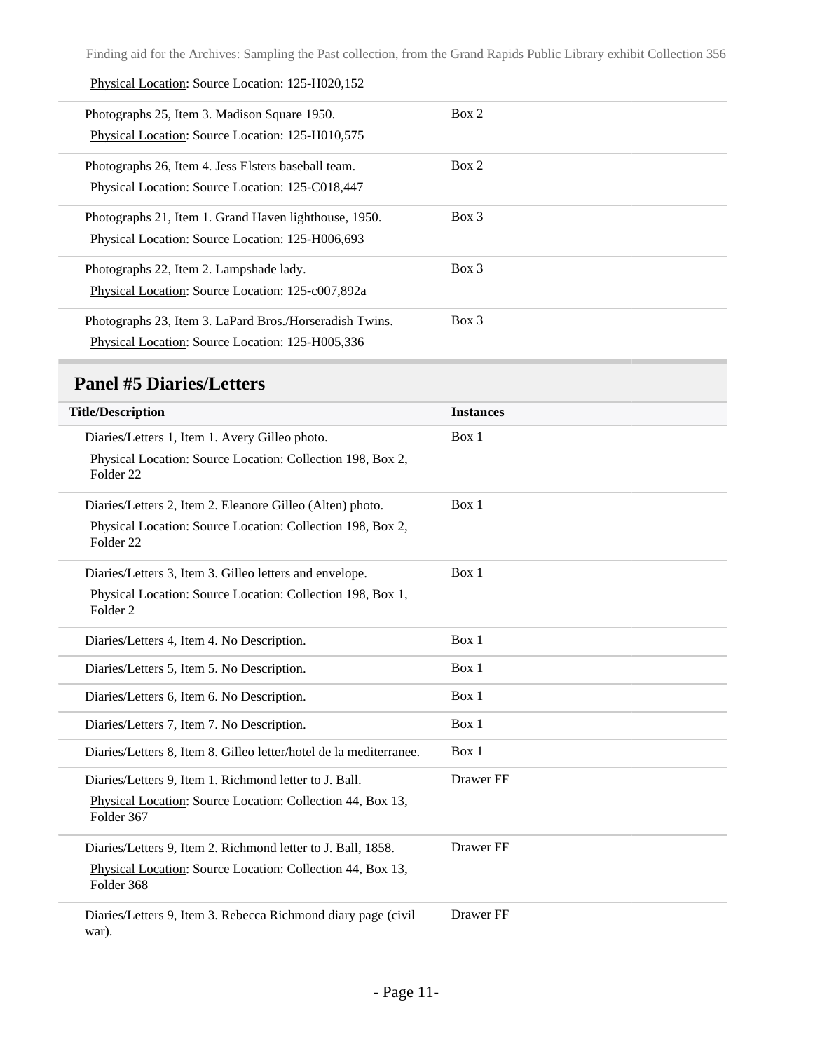Physical Location: Source Location: 125-H020,152

| Title/Description | Instances |
| --- | --- |
| Photographs 25, Item 3. Madison Square 1950.<br>Physical Location: Source Location: 125-H010,575 | Box 2 |
| Photographs 26, Item 4. Jess Elsters baseball team.<br>Physical Location: Source Location: 125-C018,447 | Box 2 |
| Photographs 21, Item 1. Grand Haven lighthouse, 1950.<br>Physical Location: Source Location: 125-H006,693 | Box 3 |
| Photographs 22, Item 2. Lampshade lady.<br>Physical Location: Source Location: 125-c007,892a | Box 3 |
| Photographs 23, Item 3. LaPard Bros./Horseradish Twins.<br>Physical Location: Source Location: 125-H005,336 | Box 3 |

## Panel #5 Diaries/Letters

| Title/Description | Instances |
| --- | --- |
| Diaries/Letters 1, Item 1. Avery Gilleo photo.<br>Physical Location: Source Location: Collection 198, Box 2, Folder 22 | Box 1 |
| Diaries/Letters 2, Item 2. Eleanore Gilleo (Alten) photo.<br>Physical Location: Source Location: Collection 198, Box 2, Folder 22 | Box 1 |
| Diaries/Letters 3, Item 3. Gilleo letters and envelope.<br>Physical Location: Source Location: Collection 198, Box 1, Folder 2 | Box 1 |
| Diaries/Letters 4, Item 4. No Description. | Box 1 |
| Diaries/Letters 5, Item 5. No Description. | Box 1 |
| Diaries/Letters 6, Item 6. No Description. | Box 1 |
| Diaries/Letters 7, Item 7. No Description. | Box 1 |
| Diaries/Letters 8, Item 8. Gilleo letter/hotel de la mediterranee. | Box 1 |
| Diaries/Letters 9, Item 1. Richmond letter to J. Ball.<br>Physical Location: Source Location: Collection 44, Box 13, Folder 367 | Drawer FF |
| Diaries/Letters 9, Item 2. Richmond letter to J. Ball, 1858.<br>Physical Location: Source Location: Collection 44, Box 13, Folder 368 | Drawer FF |
| Diaries/Letters 9, Item 3. Rebecca Richmond diary page (civil war). | Drawer FF |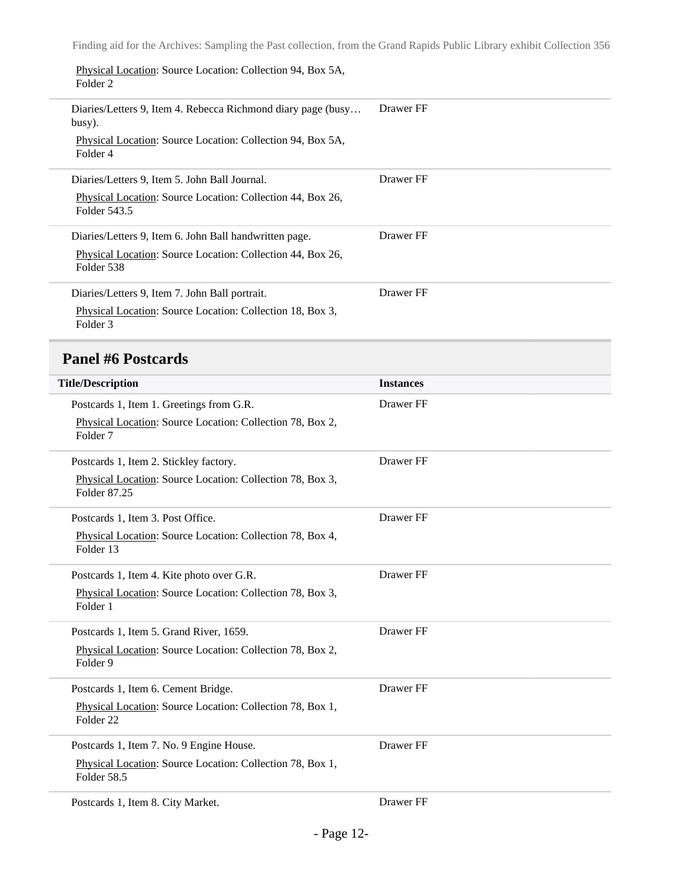Physical Location: Source Location: Collection 94, Box 5A, Folder 2

| Title/Description | Instances |
| --- | --- |
| Diaries/Letters 9, Item 4. Rebecca Richmond diary page (busy… busy).<br>Physical Location: Source Location: Collection 94, Box 5A, Folder 4 | Drawer FF |
| Diaries/Letters 9, Item 5. John Ball Journal.<br>Physical Location: Source Location: Collection 44, Box 26, Folder 543.5 | Drawer FF |
| Diaries/Letters 9, Item 6. John Ball handwritten page.<br>Physical Location: Source Location: Collection 44, Box 26, Folder 538 | Drawer FF |
| Diaries/Letters 9, Item 7. John Ball portrait.<br>Physical Location: Source Location: Collection 18, Box 3, Folder 3 | Drawer FF |

## Panel #6 Postcards

| Title/Description | Instances |
| --- | --- |
| Postcards 1, Item 1. Greetings from G.R.<br>Physical Location: Source Location: Collection 78, Box 2, Folder 7 | Drawer FF |
| Postcards 1, Item 2. Stickley factory.<br>Physical Location: Source Location: Collection 78, Box 3, Folder 87.25 | Drawer FF |
| Postcards 1, Item 3. Post Office.<br>Physical Location: Source Location: Collection 78, Box 4, Folder 13 | Drawer FF |
| Postcards 1, Item 4. Kite photo over G.R.<br>Physical Location: Source Location: Collection 78, Box 3, Folder 1 | Drawer FF |
| Postcards 1, Item 5. Grand River, 1659.<br>Physical Location: Source Location: Collection 78, Box 2, Folder 9 | Drawer FF |
| Postcards 1, Item 6. Cement Bridge.<br>Physical Location: Source Location: Collection 78, Box 1, Folder 22 | Drawer FF |
| Postcards 1, Item 7. No. 9 Engine House.<br>Physical Location: Source Location: Collection 78, Box 1, Folder 58.5 | Drawer FF |
| Postcards 1, Item 8. City Market. | Drawer FF |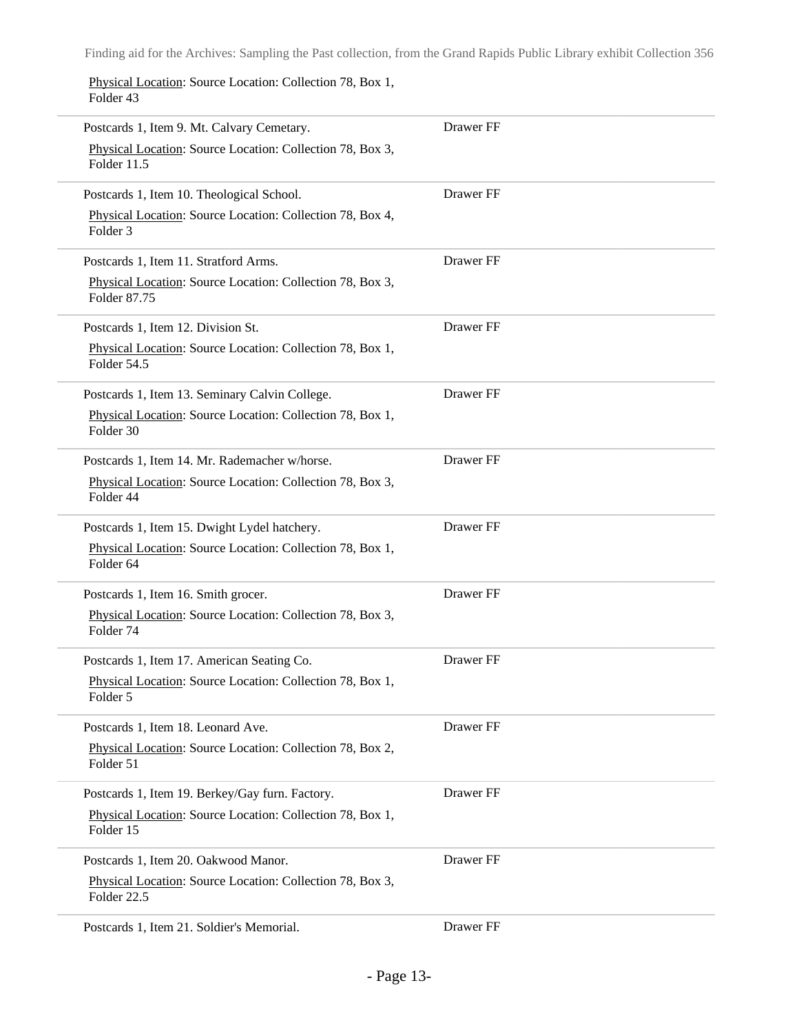Physical Location: Source Location: Collection 78, Box 1, Folder 43

| Item | Location |
| --- | --- |
| Postcards 1, Item 9. Mt. Calvary Cemetary. Physical Location: Source Location: Collection 78, Box 3, Folder 11.5 | Drawer FF |
| Postcards 1, Item 10. Theological School. Physical Location: Source Location: Collection 78, Box 4, Folder 3 | Drawer FF |
| Postcards 1, Item 11. Stratford Arms. Physical Location: Source Location: Collection 78, Box 3, Folder 87.75 | Drawer FF |
| Postcards 1, Item 12. Division St. Physical Location: Source Location: Collection 78, Box 1, Folder 54.5 | Drawer FF |
| Postcards 1, Item 13. Seminary Calvin College. Physical Location: Source Location: Collection 78, Box 1, Folder 30 | Drawer FF |
| Postcards 1, Item 14. Mr. Rademacher w/horse. Physical Location: Source Location: Collection 78, Box 3, Folder 44 | Drawer FF |
| Postcards 1, Item 15. Dwight Lydel hatchery. Physical Location: Source Location: Collection 78, Box 1, Folder 64 | Drawer FF |
| Postcards 1, Item 16. Smith grocer. Physical Location: Source Location: Collection 78, Box 3, Folder 74 | Drawer FF |
| Postcards 1, Item 17. American Seating Co. Physical Location: Source Location: Collection 78, Box 1, Folder 5 | Drawer FF |
| Postcards 1, Item 18. Leonard Ave. Physical Location: Source Location: Collection 78, Box 2, Folder 51 | Drawer FF |
| Postcards 1, Item 19. Berkey/Gay furn. Factory. Physical Location: Source Location: Collection 78, Box 1, Folder 15 | Drawer FF |
| Postcards 1, Item 20. Oakwood Manor. Physical Location: Source Location: Collection 78, Box 3, Folder 22.5 | Drawer FF |
| Postcards 1, Item 21. Soldier's Memorial. | Drawer FF |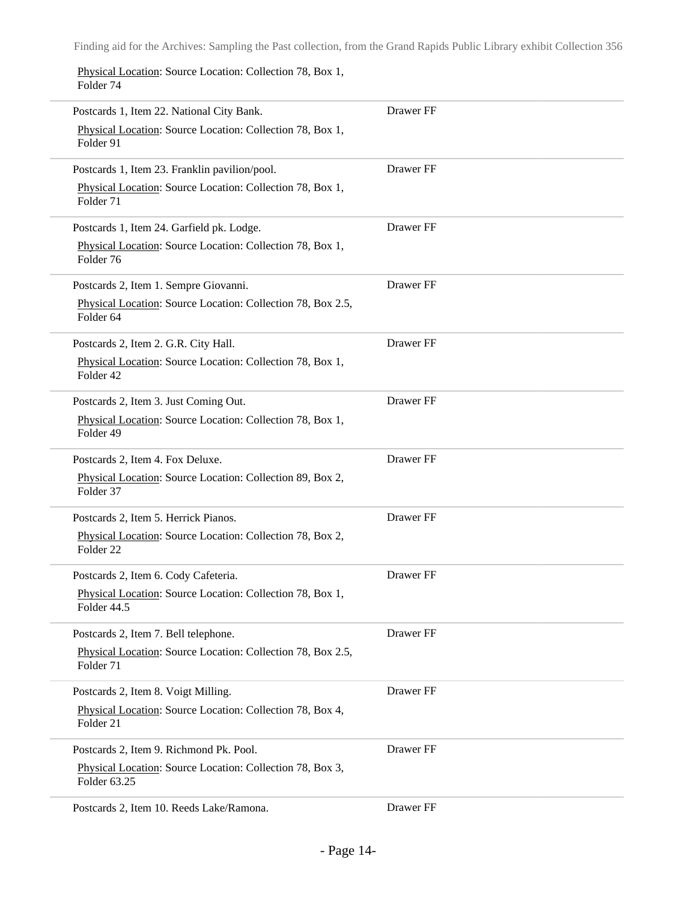Physical Location: Source Location: Collection 78, Box 1, Folder 74

| | |
|---|---|
| Postcards 1, Item 22. National City Bank.<br>Physical Location: Source Location: Collection 78, Box 1, Folder 91 | Drawer FF |
| Postcards 1, Item 23. Franklin pavilion/pool.<br>Physical Location: Source Location: Collection 78, Box 1, Folder 71 | Drawer FF |
| Postcards 1, Item 24. Garfield pk. Lodge.<br>Physical Location: Source Location: Collection 78, Box 1, Folder 76 | Drawer FF |
| Postcards 2, Item 1. Sempre Giovanni.<br>Physical Location: Source Location: Collection 78, Box 2.5, Folder 64 | Drawer FF |
| Postcards 2, Item 2. G.R. City Hall.<br>Physical Location: Source Location: Collection 78, Box 1, Folder 42 | Drawer FF |
| Postcards 2, Item 3. Just Coming Out.<br>Physical Location: Source Location: Collection 78, Box 1, Folder 49 | Drawer FF |
| Postcards 2, Item 4. Fox Deluxe.<br>Physical Location: Source Location: Collection 89, Box 2, Folder 37 | Drawer FF |
| Postcards 2, Item 5. Herrick Pianos.<br>Physical Location: Source Location: Collection 78, Box 2, Folder 22 | Drawer FF |
| Postcards 2, Item 6. Cody Cafeteria.<br>Physical Location: Source Location: Collection 78, Box 1, Folder 44.5 | Drawer FF |
| Postcards 2, Item 7. Bell telephone.<br>Physical Location: Source Location: Collection 78, Box 2.5, Folder 71 | Drawer FF |
| Postcards 2, Item 8. Voigt Milling.<br>Physical Location: Source Location: Collection 78, Box 4, Folder 21 | Drawer FF |
| Postcards 2, Item 9. Richmond Pk. Pool.<br>Physical Location: Source Location: Collection 78, Box 3, Folder 63.25 | Drawer FF |
| Postcards 2, Item 10. Reeds Lake/Ramona. | Drawer FF |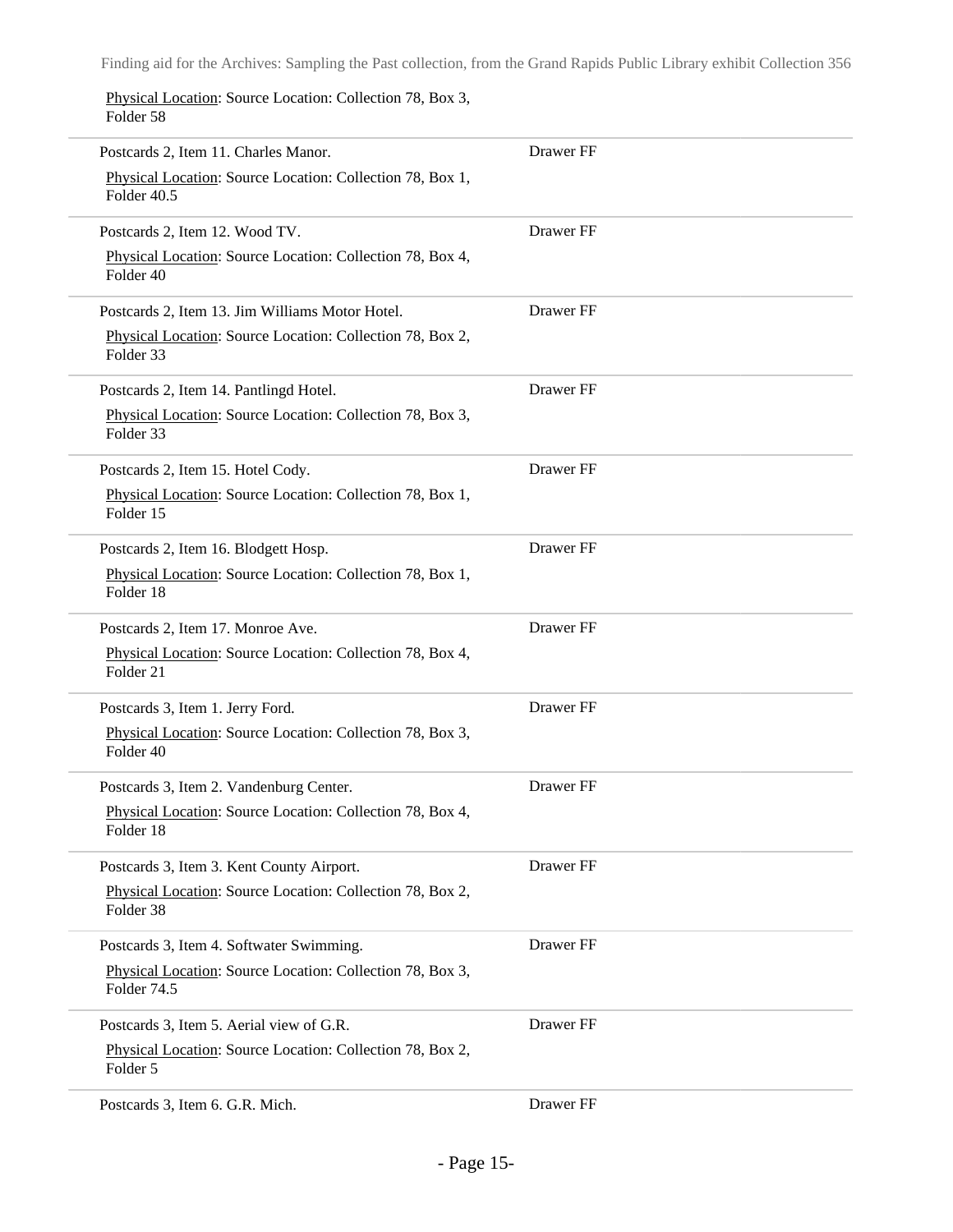Physical Location: Source Location: Collection 78, Box 3, Folder 58

| | |
|---|---|
| Postcards 2, Item 11. Charles Manor.<br>Physical Location: Source Location: Collection 78, Box 1, Folder 40.5 | Drawer FF |
| Postcards 2, Item 12. Wood TV.<br>Physical Location: Source Location: Collection 78, Box 4, Folder 40 | Drawer FF |
| Postcards 2, Item 13. Jim Williams Motor Hotel.<br>Physical Location: Source Location: Collection 78, Box 2, Folder 33 | Drawer FF |
| Postcards 2, Item 14. Pantlingd Hotel.<br>Physical Location: Source Location: Collection 78, Box 3, Folder 33 | Drawer FF |
| Postcards 2, Item 15. Hotel Cody.<br>Physical Location: Source Location: Collection 78, Box 1, Folder 15 | Drawer FF |
| Postcards 2, Item 16. Blodgett Hosp.<br>Physical Location: Source Location: Collection 78, Box 1, Folder 18 | Drawer FF |
| Postcards 2, Item 17. Monroe Ave.<br>Physical Location: Source Location: Collection 78, Box 4, Folder 21 | Drawer FF |
| Postcards 3, Item 1. Jerry Ford.<br>Physical Location: Source Location: Collection 78, Box 3, Folder 40 | Drawer FF |
| Postcards 3, Item 2. Vandenburg Center.<br>Physical Location: Source Location: Collection 78, Box 4, Folder 18 | Drawer FF |
| Postcards 3, Item 3. Kent County Airport.<br>Physical Location: Source Location: Collection 78, Box 2, Folder 38 | Drawer FF |
| Postcards 3, Item 4. Softwater Swimming.<br>Physical Location: Source Location: Collection 78, Box 3, Folder 74.5 | Drawer FF |
| Postcards 3, Item 5. Aerial view of G.R.<br>Physical Location: Source Location: Collection 78, Box 2, Folder 5 | Drawer FF |
| Postcards 3, Item 6. G.R. Mich. | Drawer FF |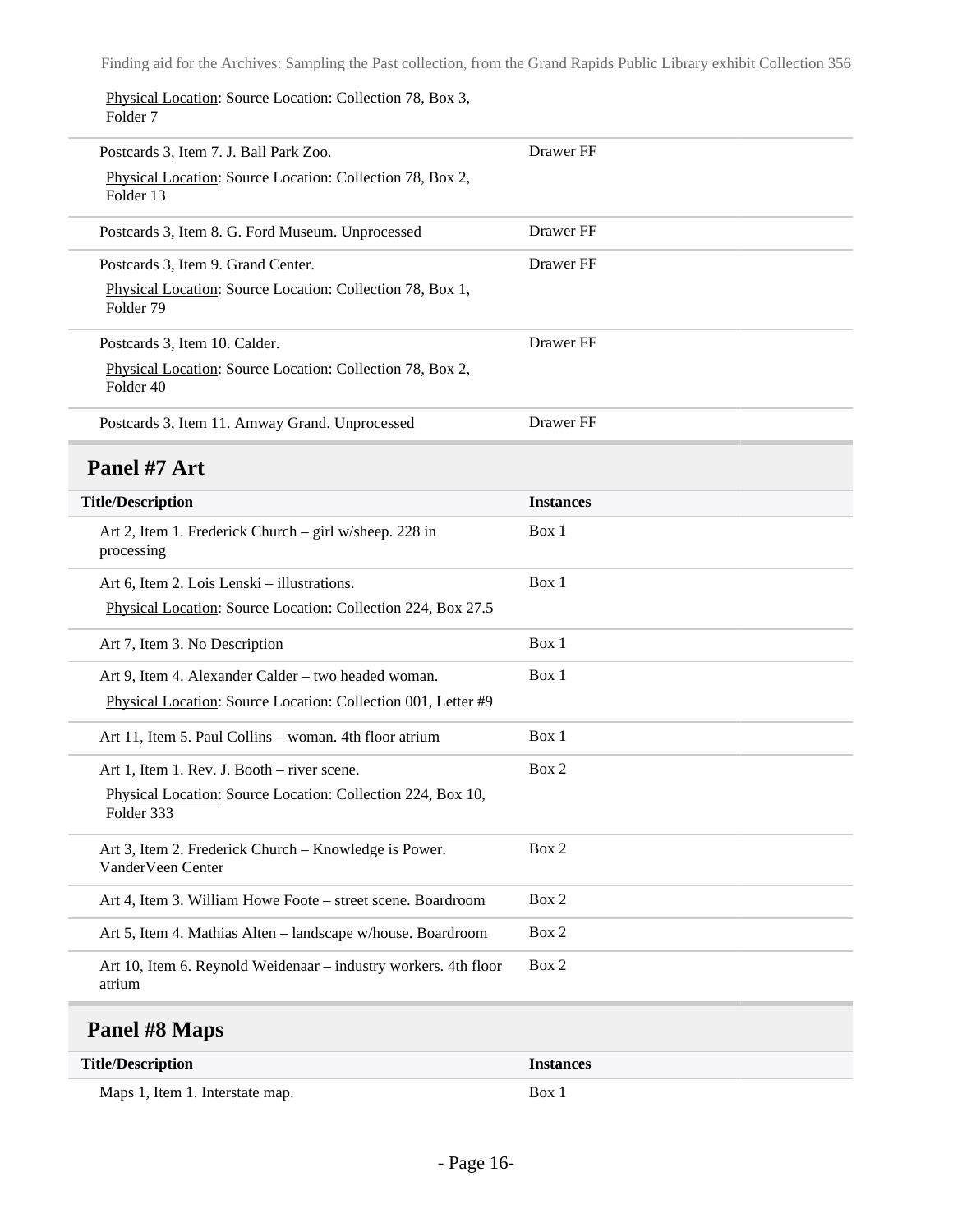Physical Location: Source Location: Collection 78, Box 3, Folder 7

| Title/Description | Instances |
| --- | --- |
| Postcards 3, Item 7. J. Ball Park Zoo. Physical Location: Source Location: Collection 78, Box 2, Folder 13 | Drawer FF |
| Postcards 3, Item 8. G. Ford Museum. Unprocessed | Drawer FF |
| Postcards 3, Item 9. Grand Center. Physical Location: Source Location: Collection 78, Box 1, Folder 79 | Drawer FF |
| Postcards 3, Item 10. Calder. Physical Location: Source Location: Collection 78, Box 2, Folder 40 | Drawer FF |
| Postcards 3, Item 11. Amway Grand. Unprocessed | Drawer FF |

## Panel #7 Art

| Title/Description | Instances |
| --- | --- |
| Art 2, Item 1. Frederick Church – girl w/sheep. 228 in processing | Box 1 |
| Art 6, Item 2. Lois Lenski – illustrations. Physical Location: Source Location: Collection 224, Box 27.5 | Box 1 |
| Art 7, Item 3. No Description | Box 1 |
| Art 9, Item 4. Alexander Calder – two headed woman. Physical Location: Source Location: Collection 001, Letter #9 | Box 1 |
| Art 11, Item 5. Paul Collins – woman. 4th floor atrium | Box 1 |
| Art 1, Item 1. Rev. J. Booth – river scene. Physical Location: Source Location: Collection 224, Box 10, Folder 333 | Box 2 |
| Art 3, Item 2. Frederick Church – Knowledge is Power. VanderVeen Center | Box 2 |
| Art 4, Item 3. William Howe Foote – street scene. Boardroom | Box 2 |
| Art 5, Item 4. Mathias Alten – landscape w/house. Boardroom | Box 2 |
| Art 10, Item 6. Reynold Weidenaar – industry workers. 4th floor atrium | Box 2 |

## Panel #8 Maps

| Title/Description | Instances |
| --- | --- |
| Maps 1, Item 1. Interstate map. | Box 1 |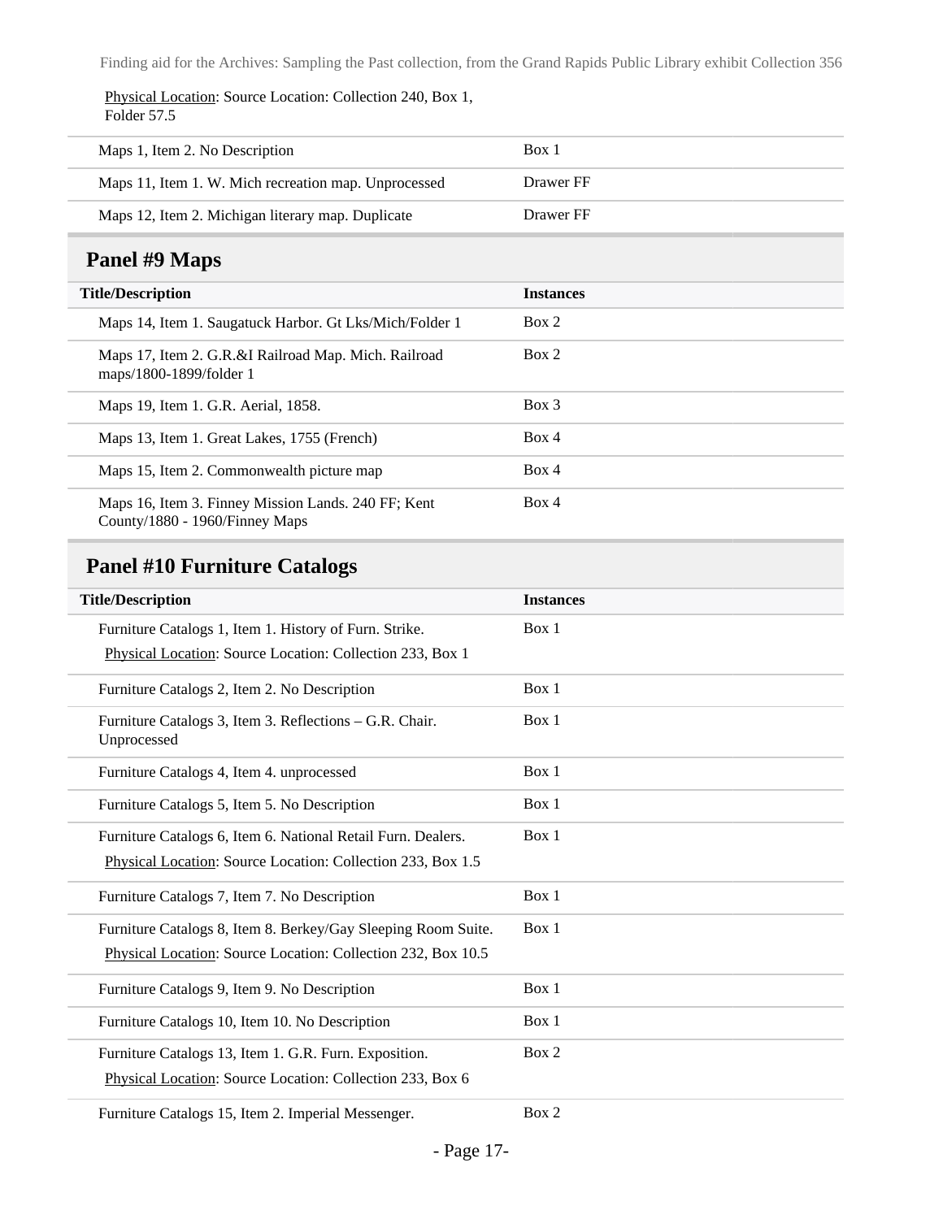Physical Location: Source Location: Collection 240, Box 1, Folder 57.5

| Title/Description | Instances |
| --- | --- |
| Maps 1, Item 2. No Description | Box 1 |
| Maps 11, Item 1. W. Mich recreation map. Unprocessed | Drawer FF |
| Maps 12, Item 2. Michigan literary map. Duplicate | Drawer FF |

## Panel #9 Maps

| Title/Description | Instances |
| --- | --- |
| Maps 14, Item 1. Saugatuck Harbor. Gt Lks/Mich/Folder 1 | Box 2 |
| Maps 17, Item 2. G.R.&I Railroad Map. Mich. Railroad maps/1800-1899/folder 1 | Box 2 |
| Maps 19, Item 1. G.R. Aerial, 1858. | Box 3 |
| Maps 13, Item 1. Great Lakes, 1755 (French) | Box 4 |
| Maps 15, Item 2. Commonwealth picture map | Box 4 |
| Maps 16, Item 3. Finney Mission Lands. 240 FF; Kent County/1880 - 1960/Finney Maps | Box 4 |

## Panel #10 Furniture Catalogs

| Title/Description | Instances |
| --- | --- |
| Furniture Catalogs 1, Item 1. History of Furn. Strike. Physical Location: Source Location: Collection 233, Box 1 | Box 1 |
| Furniture Catalogs 2, Item 2. No Description | Box 1 |
| Furniture Catalogs 3, Item 3. Reflections – G.R. Chair. Unprocessed | Box 1 |
| Furniture Catalogs 4, Item 4. unprocessed | Box 1 |
| Furniture Catalogs 5, Item 5. No Description | Box 1 |
| Furniture Catalogs 6, Item 6. National Retail Furn. Dealers. Physical Location: Source Location: Collection 233, Box 1.5 | Box 1 |
| Furniture Catalogs 7, Item 7. No Description | Box 1 |
| Furniture Catalogs 8, Item 8. Berkey/Gay Sleeping Room Suite. Physical Location: Source Location: Collection 232, Box 10.5 | Box 1 |
| Furniture Catalogs 9, Item 9. No Description | Box 1 |
| Furniture Catalogs 10, Item 10. No Description | Box 1 |
| Furniture Catalogs 13, Item 1. G.R. Furn. Exposition. Physical Location: Source Location: Collection 233, Box 6 | Box 2 |
| Furniture Catalogs 15, Item 2. Imperial Messenger. | Box 2 |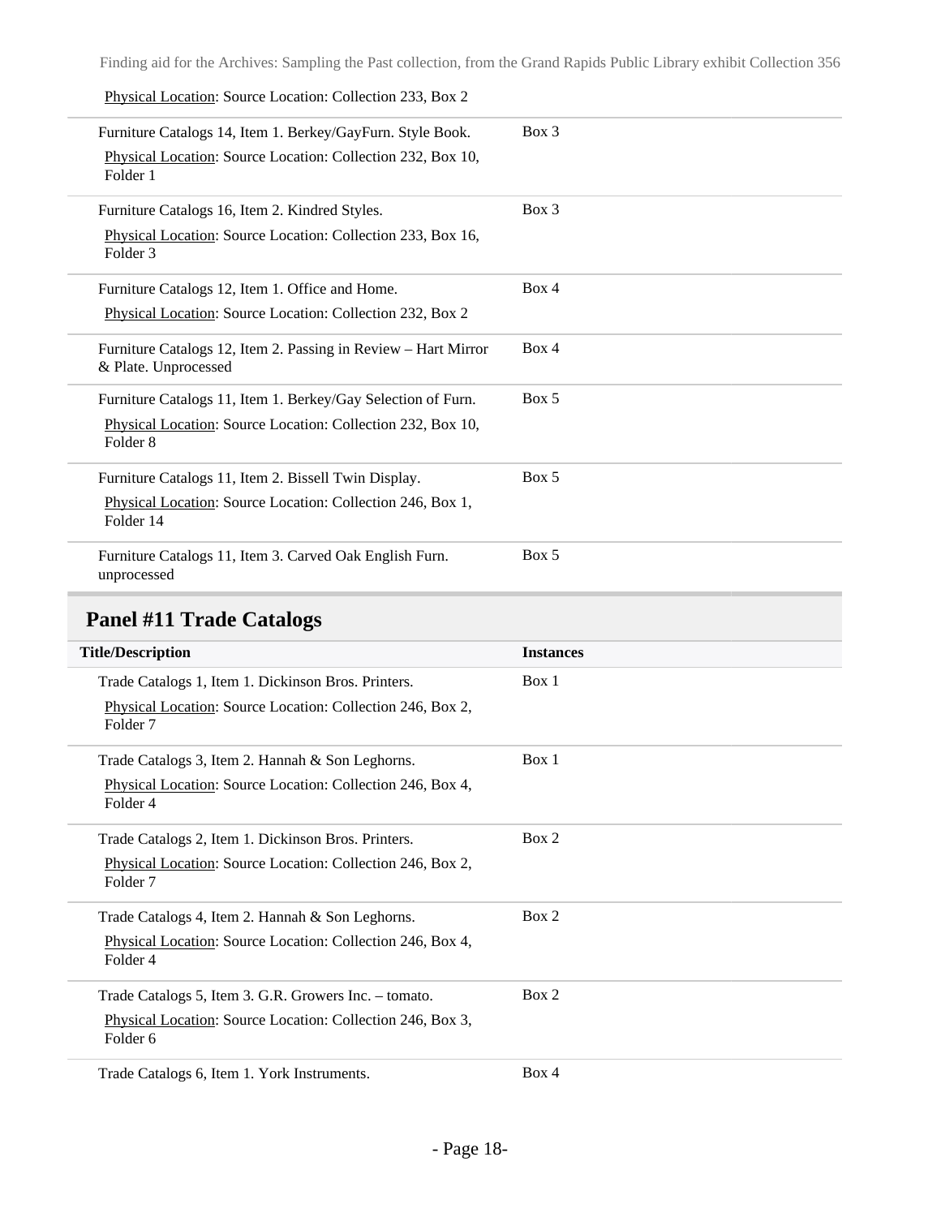Physical Location: Source Location: Collection 233, Box 2

| Title/Description | Instances |
| --- | --- |
| Furniture Catalogs 14, Item 1. Berkey/GayFurn. Style Book.<br>Physical Location: Source Location: Collection 232, Box 10, Folder 1 | Box 3 |
| Furniture Catalogs 16, Item 2. Kindred Styles.<br>Physical Location: Source Location: Collection 233, Box 16, Folder 3 | Box 3 |
| Furniture Catalogs 12, Item 1. Office and Home.<br>Physical Location: Source Location: Collection 232, Box 2 | Box 4 |
| Furniture Catalogs 12, Item 2. Passing in Review – Hart Mirror & Plate. Unprocessed | Box 4 |
| Furniture Catalogs 11, Item 1. Berkey/Gay Selection of Furn.<br>Physical Location: Source Location: Collection 232, Box 10, Folder 8 | Box 5 |
| Furniture Catalogs 11, Item 2. Bissell Twin Display.<br>Physical Location: Source Location: Collection 246, Box 1, Folder 14 | Box 5 |
| Furniture Catalogs 11, Item 3. Carved Oak English Furn. unprocessed | Box 5 |

## Panel #11 Trade Catalogs

| Title/Description | Instances |
| --- | --- |
| Trade Catalogs 1, Item 1. Dickinson Bros. Printers.<br>Physical Location: Source Location: Collection 246, Box 2, Folder 7 | Box 1 |
| Trade Catalogs 3, Item 2. Hannah & Son Leghorns.<br>Physical Location: Source Location: Collection 246, Box 4, Folder 4 | Box 1 |
| Trade Catalogs 2, Item 1. Dickinson Bros. Printers.<br>Physical Location: Source Location: Collection 246, Box 2, Folder 7 | Box 2 |
| Trade Catalogs 4, Item 2. Hannah & Son Leghorns.<br>Physical Location: Source Location: Collection 246, Box 4, Folder 4 | Box 2 |
| Trade Catalogs 5, Item 3. G.R. Growers Inc. – tomato.<br>Physical Location: Source Location: Collection 246, Box 3, Folder 6 | Box 2 |
| Trade Catalogs 6, Item 1. York Instruments. | Box 4 |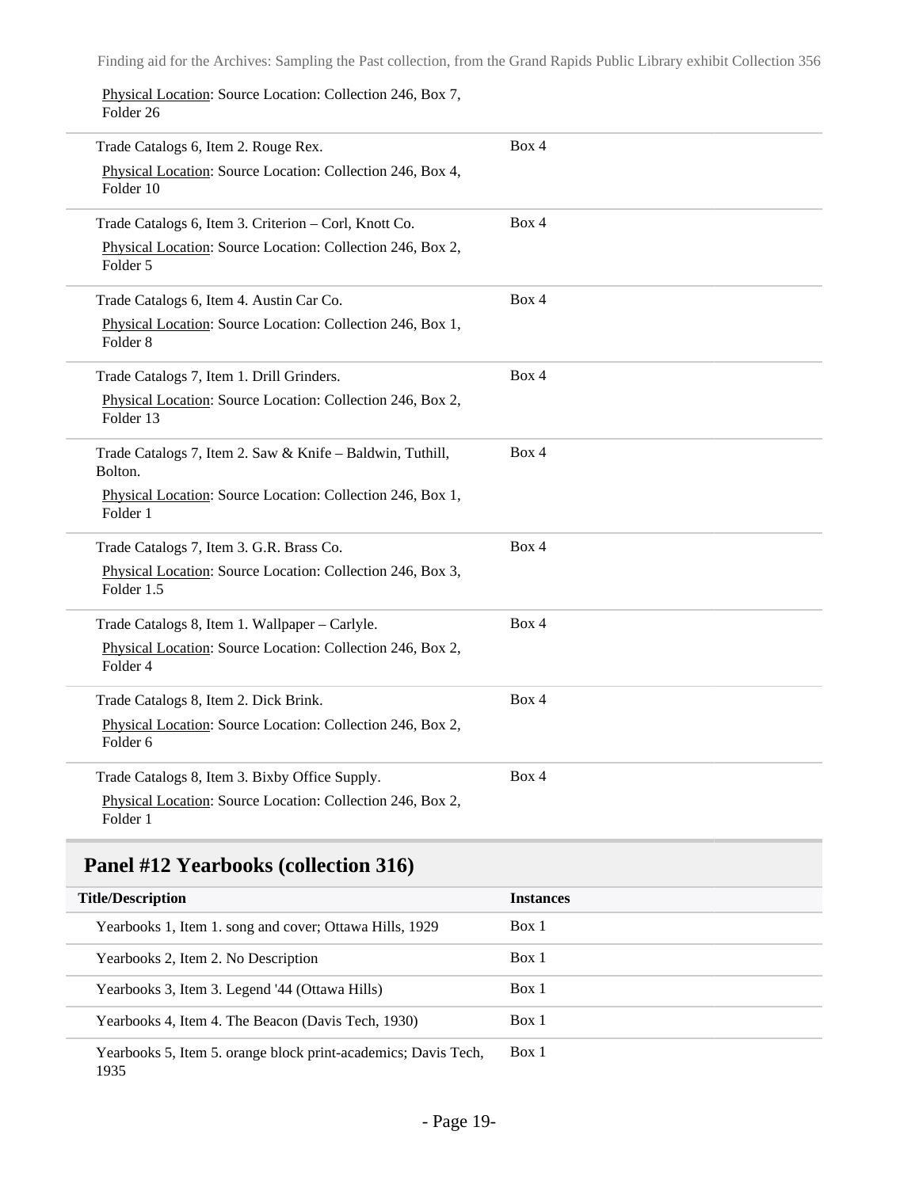Physical Location: Source Location: Collection 246, Box 7, Folder 26

| | |
|---|---|
| Trade Catalogs 6, Item 2. Rouge Rex.<br>Physical Location: Source Location: Collection 246, Box 4, Folder 10 | Box 4 |
| Trade Catalogs 6, Item 3. Criterion – Corl, Knott Co.<br>Physical Location: Source Location: Collection 246, Box 2, Folder 5 | Box 4 |
| Trade Catalogs 6, Item 4. Austin Car Co.<br>Physical Location: Source Location: Collection 246, Box 1, Folder 8 | Box 4 |
| Trade Catalogs 7, Item 1. Drill Grinders.<br>Physical Location: Source Location: Collection 246, Box 2, Folder 13 | Box 4 |
| Trade Catalogs 7, Item 2. Saw & Knife – Baldwin, Tuthill, Bolton.<br>Physical Location: Source Location: Collection 246, Box 1, Folder 1 | Box 4 |
| Trade Catalogs 7, Item 3. G.R. Brass Co.<br>Physical Location: Source Location: Collection 246, Box 3, Folder 1.5 | Box 4 |
| Trade Catalogs 8, Item 1. Wallpaper – Carlyle.<br>Physical Location: Source Location: Collection 246, Box 2, Folder 4 | Box 4 |
| Trade Catalogs 8, Item 2. Dick Brink.<br>Physical Location: Source Location: Collection 246, Box 2, Folder 6 | Box 4 |
| Trade Catalogs 8, Item 3. Bixby Office Supply.<br>Physical Location: Source Location: Collection 246, Box 2, Folder 1 | Box 4 |

## Panel #12 Yearbooks (collection 316)

| Title/Description | Instances |
|---|---|
| Yearbooks 1, Item 1. song and cover; Ottawa Hills, 1929 | Box 1 |
| Yearbooks 2, Item 2. No Description | Box 1 |
| Yearbooks 3, Item 3. Legend '44 (Ottawa Hills) | Box 1 |
| Yearbooks 4, Item 4. The Beacon (Davis Tech, 1930) | Box 1 |
| Yearbooks 5, Item 5. orange block print-academics; Davis Tech, 1935 | Box 1 |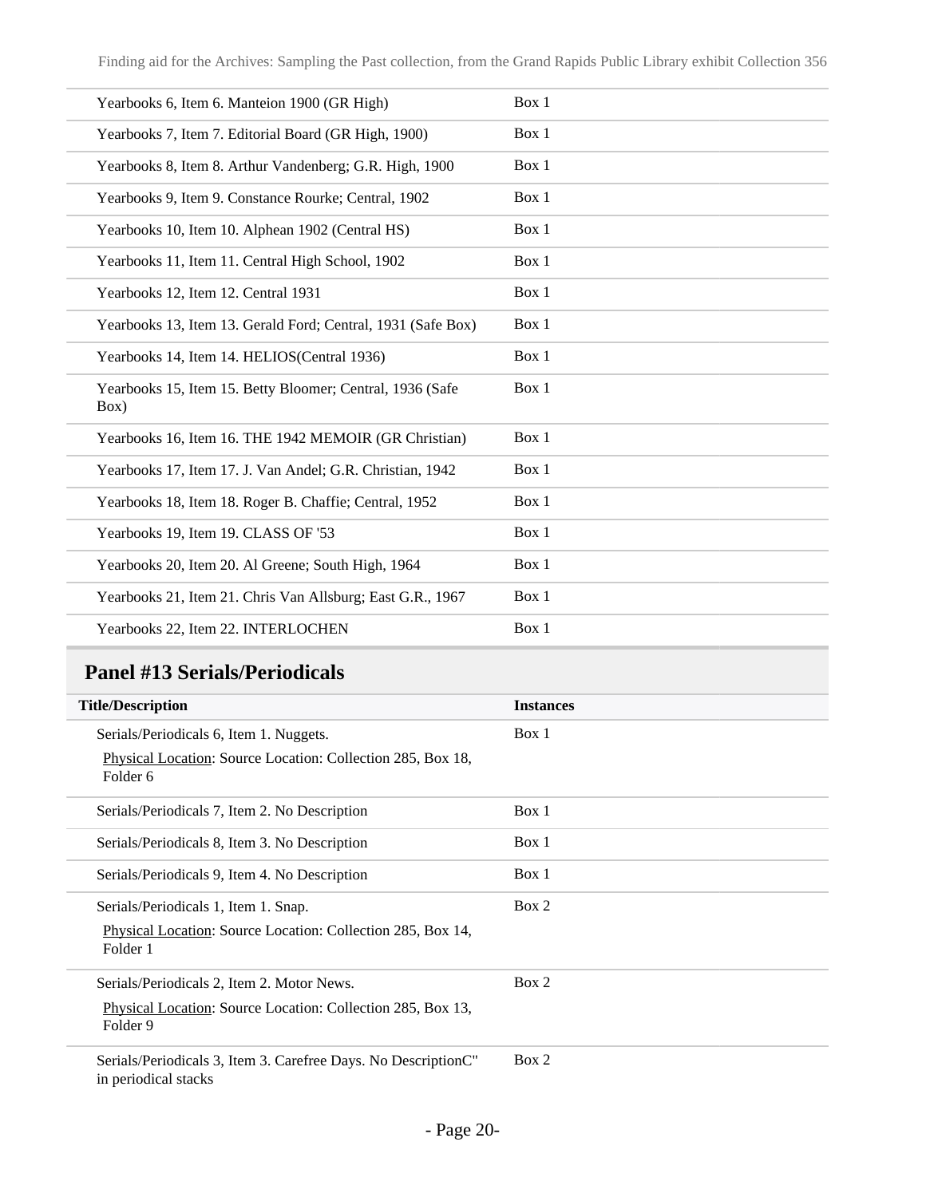| | |
|---|---|
| Yearbooks 6, Item 6. Manteion 1900 (GR High) | Box 1 |
| Yearbooks 7, Item 7. Editorial Board (GR High, 1900) | Box 1 |
| Yearbooks 8, Item 8. Arthur Vandenberg; G.R. High, 1900 | Box 1 |
| Yearbooks 9, Item 9. Constance Rourke; Central, 1902 | Box 1 |
| Yearbooks 10, Item 10. Alphean 1902 (Central HS) | Box 1 |
| Yearbooks 11, Item 11. Central High School, 1902 | Box 1 |
| Yearbooks 12, Item 12. Central 1931 | Box 1 |
| Yearbooks 13, Item 13. Gerald Ford; Central, 1931 (Safe Box) | Box 1 |
| Yearbooks 14, Item 14. HELIOS(Central 1936) | Box 1 |
| Yearbooks 15, Item 15. Betty Bloomer; Central, 1936 (Safe Box) | Box 1 |
| Yearbooks 16, Item 16. THE 1942 MEMOIR (GR Christian) | Box 1 |
| Yearbooks 17, Item 17. J. Van Andel; G.R. Christian, 1942 | Box 1 |
| Yearbooks 18, Item 18. Roger B. Chaffie; Central, 1952 | Box 1 |
| Yearbooks 19, Item 19. CLASS OF '53 | Box 1 |
| Yearbooks 20, Item 20. Al Greene; South High, 1964 | Box 1 |
| Yearbooks 21, Item 21. Chris Van Allsburg; East G.R., 1967 | Box 1 |
| Yearbooks 22, Item 22. INTERLOCHEN | Box 1 |

## Panel #13 Serials/Periodicals

| Title/Description | Instances |
|---|---|
| Serials/Periodicals 6, Item 1. Nuggets.<br>Physical Location: Source Location: Collection 285, Box 18, Folder 6 | Box 1 |
| Serials/Periodicals 7, Item 2. No Description | Box 1 |
| Serials/Periodicals 8, Item 3. No Description | Box 1 |
| Serials/Periodicals 9, Item 4. No Description | Box 1 |
| Serials/Periodicals 1, Item 1. Snap.<br>Physical Location: Source Location: Collection 285, Box 14, Folder 1 | Box 2 |
| Serials/Periodicals 2, Item 2. Motor News.<br>Physical Location: Source Location: Collection 285, Box 13, Folder 9 | Box 2 |
| Serials/Periodicals 3, Item 3. Carefree Days. No DescriptionC" in periodical stacks | Box 2 |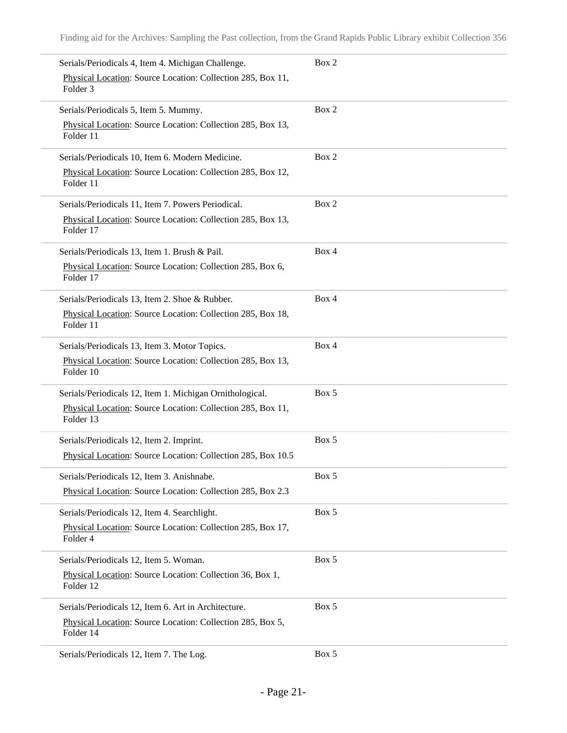| | |
|---|---|
| Serials/Periodicals 4, Item 4. Michigan Challenge.<br>Physical Location: Source Location: Collection 285, Box 11, Folder 3 | Box 2 |
| Serials/Periodicals 5, Item 5. Mummy.<br>Physical Location: Source Location: Collection 285, Box 13, Folder 11 | Box 2 |
| Serials/Periodicals 10, Item 6. Modern Medicine.<br>Physical Location: Source Location: Collection 285, Box 12, Folder 11 | Box 2 |
| Serials/Periodicals 11, Item 7. Powers Periodical.<br>Physical Location: Source Location: Collection 285, Box 13, Folder 17 | Box 2 |
| Serials/Periodicals 13, Item 1. Brush & Pail.<br>Physical Location: Source Location: Collection 285, Box 6, Folder 17 | Box 4 |
| Serials/Periodicals 13, Item 2. Shoe & Rubber.<br>Physical Location: Source Location: Collection 285, Box 18, Folder 11 | Box 4 |
| Serials/Periodicals 13, Item 3. Motor Topics.<br>Physical Location: Source Location: Collection 285, Box 13, Folder 10 | Box 4 |
| Serials/Periodicals 12, Item 1. Michigan Ornithological.<br>Physical Location: Source Location: Collection 285, Box 11, Folder 13 | Box 5 |
| Serials/Periodicals 12, Item 2. Imprint.<br>Physical Location: Source Location: Collection 285, Box 10.5 | Box 5 |
| Serials/Periodicals 12, Item 3. Anishnabe.<br>Physical Location: Source Location: Collection 285, Box 2.3 | Box 5 |
| Serials/Periodicals 12, Item 4. Searchlight.<br>Physical Location: Source Location: Collection 285, Box 17, Folder 4 | Box 5 |
| Serials/Periodicals 12, Item 5. Woman.<br>Physical Location: Source Location: Collection 36, Box 1, Folder 12 | Box 5 |
| Serials/Periodicals 12, Item 6. Art in Architecture.<br>Physical Location: Source Location: Collection 285, Box 5, Folder 14 | Box 5 |
| Serials/Periodicals 12, Item 7. The Log. | Box 5 |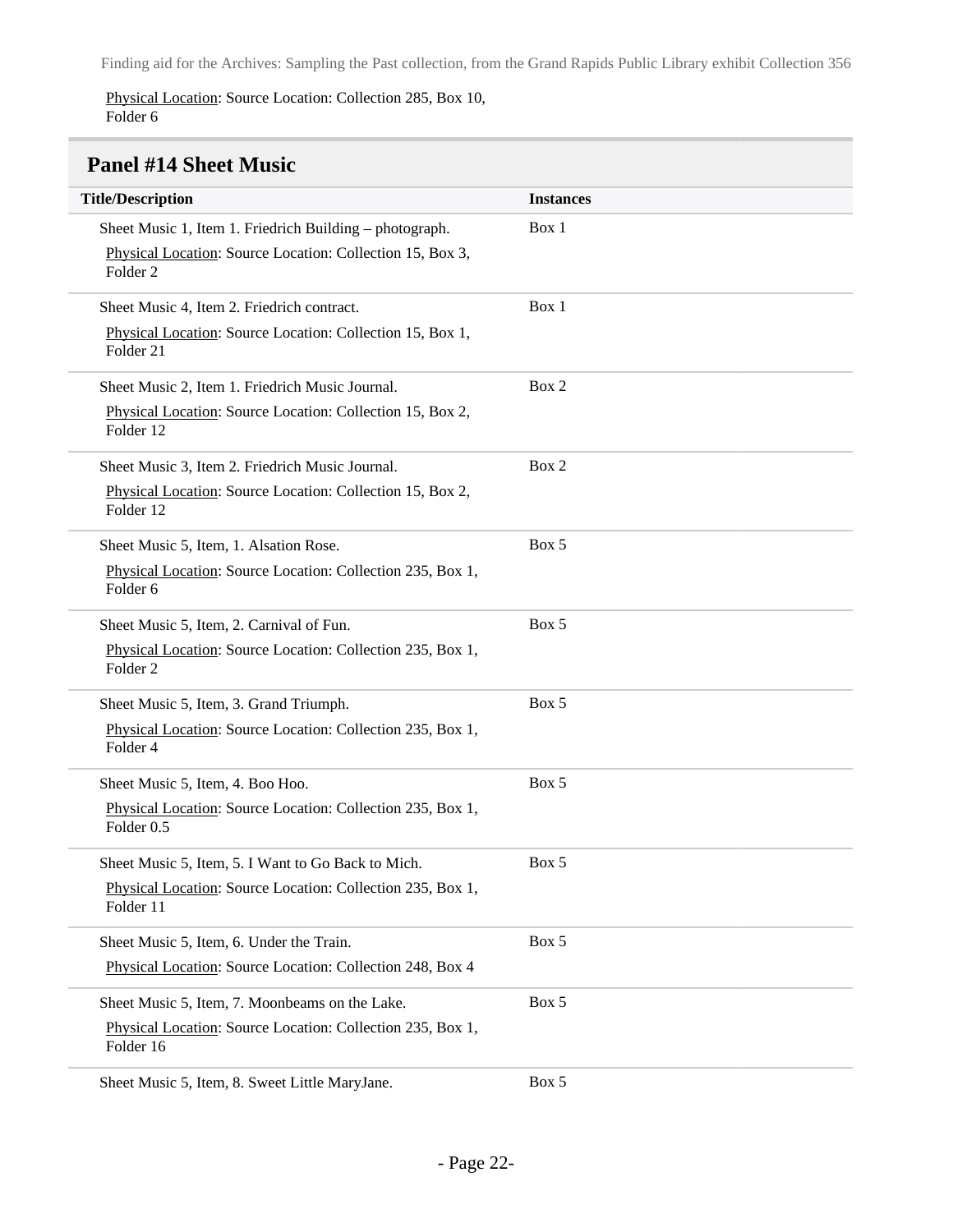Physical Location: Source Location: Collection 285, Box 10, Folder 6

## Panel #14 Sheet Music

| Title/Description | Instances |
| --- | --- |
| Sheet Music 1, Item 1. Friedrich Building – photograph. Physical Location: Source Location: Collection 15, Box 3, Folder 2 | Box 1 |
| Sheet Music 4, Item 2. Friedrich contract. Physical Location: Source Location: Collection 15, Box 1, Folder 21 | Box 1 |
| Sheet Music 2, Item 1. Friedrich Music Journal. Physical Location: Source Location: Collection 15, Box 2, Folder 12 | Box 2 |
| Sheet Music 3, Item 2. Friedrich Music Journal. Physical Location: Source Location: Collection 15, Box 2, Folder 12 | Box 2 |
| Sheet Music 5, Item, 1. Alsation Rose. Physical Location: Source Location: Collection 235, Box 1, Folder 6 | Box 5 |
| Sheet Music 5, Item, 2. Carnival of Fun. Physical Location: Source Location: Collection 235, Box 1, Folder 2 | Box 5 |
| Sheet Music 5, Item, 3. Grand Triumph. Physical Location: Source Location: Collection 235, Box 1, Folder 4 | Box 5 |
| Sheet Music 5, Item, 4. Boo Hoo. Physical Location: Source Location: Collection 235, Box 1, Folder 0.5 | Box 5 |
| Sheet Music 5, Item, 5. I Want to Go Back to Mich. Physical Location: Source Location: Collection 235, Box 1, Folder 11 | Box 5 |
| Sheet Music 5, Item, 6. Under the Train. Physical Location: Source Location: Collection 248, Box 4 | Box 5 |
| Sheet Music 5, Item, 7. Moonbeams on the Lake. Physical Location: Source Location: Collection 235, Box 1, Folder 16 | Box 5 |
| Sheet Music 5, Item, 8. Sweet Little MaryJane. | Box 5 |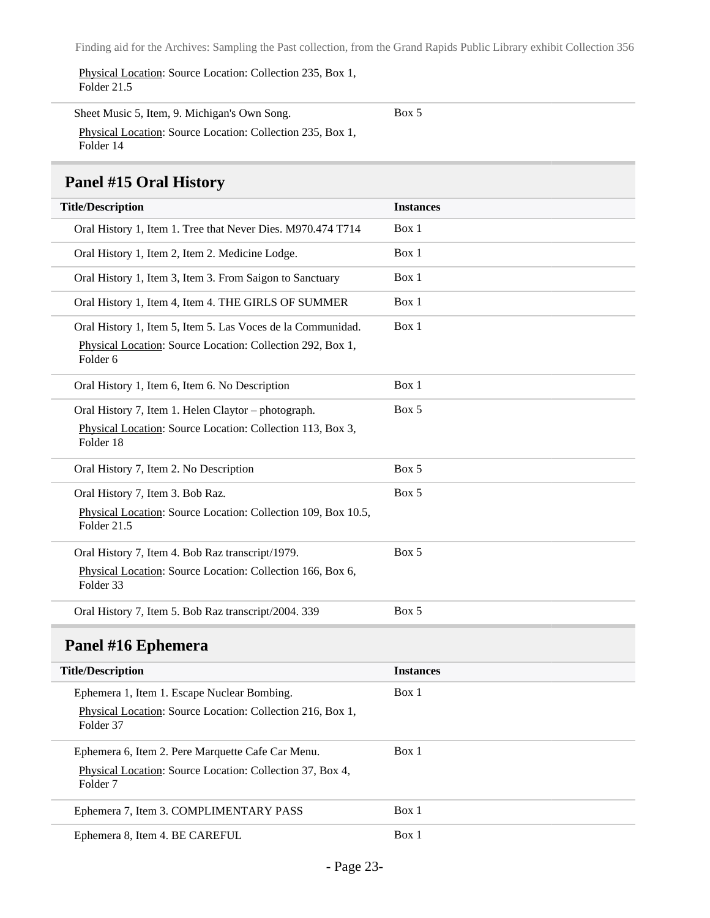| Title/Description | Instances |
|---|---|
| Physical Location: Source Location: Collection 235, Box 1, Folder 21.5 | |
| Sheet Music 5, Item, 9. Michigan's Own Song. Physical Location: Source Location: Collection 235, Box 1, Folder 14 | Box 5 |

## Panel #15 Oral History

| Title/Description | Instances |
|---|---|
| Oral History 1, Item 1. Tree that Never Dies. M970.474 T714 | Box 1 |
| Oral History 1, Item 2, Item 2. Medicine Lodge. | Box 1 |
| Oral History 1, Item 3, Item 3. From Saigon to Sanctuary | Box 1 |
| Oral History 1, Item 4, Item 4. THE GIRLS OF SUMMER | Box 1 |
| Oral History 1, Item 5, Item 5. Las Voces de la Communidad. Physical Location: Source Location: Collection 292, Box 1, Folder 6 | Box 1 |
| Oral History 1, Item 6, Item 6. No Description | Box 1 |
| Oral History 7, Item 1. Helen Claytor – photograph. Physical Location: Source Location: Collection 113, Box 3, Folder 18 | Box 5 |
| Oral History 7, Item 2. No Description | Box 5 |
| Oral History 7, Item 3. Bob Raz. Physical Location: Source Location: Collection 109, Box 10.5, Folder 21.5 | Box 5 |
| Oral History 7, Item 4. Bob Raz transcript/1979. Physical Location: Source Location: Collection 166, Box 6, Folder 33 | Box 5 |
| Oral History 7, Item 5. Bob Raz transcript/2004. 339 | Box 5 |

## Panel #16 Ephemera

| Title/Description | Instances |
|---|---|
| Ephemera 1, Item 1. Escape Nuclear Bombing. Physical Location: Source Location: Collection 216, Box 1, Folder 37 | Box 1 |
| Ephemera 6, Item 2. Pere Marquette Cafe Car Menu. Physical Location: Source Location: Collection 37, Box 4, Folder 7 | Box 1 |
| Ephemera 7, Item 3. COMPLIMENTARY PASS | Box 1 |
| Ephemera 8, Item 4. BE CAREFUL | Box 1 |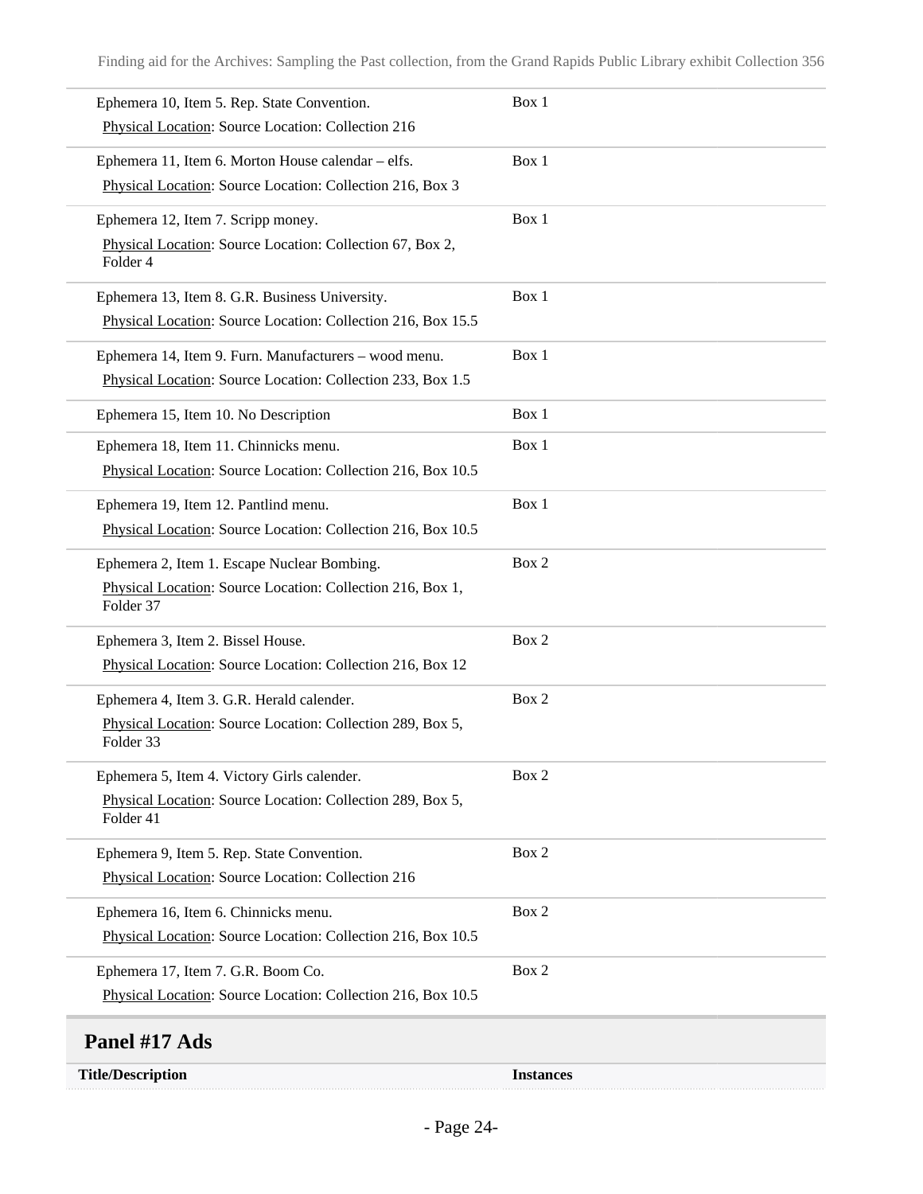| | |
|---|---|
| Ephemera 10, Item 5. Rep. State Convention.<br>Physical Location: Source Location: Collection 216 | Box 1 |
| Ephemera 11, Item 6. Morton House calendar – elfs.<br>Physical Location: Source Location: Collection 216, Box 3 | Box 1 |
| Ephemera 12, Item 7. Scripp money.<br>Physical Location: Source Location: Collection 67, Box 2, Folder 4 | Box 1 |
| Ephemera 13, Item 8. G.R. Business University.<br>Physical Location: Source Location: Collection 216, Box 15.5 | Box 1 |
| Ephemera 14, Item 9. Furn. Manufacturers – wood menu.<br>Physical Location: Source Location: Collection 233, Box 1.5 | Box 1 |
| Ephemera 15, Item 10. No Description | Box 1 |
| Ephemera 18, Item 11. Chinnicks menu.<br>Physical Location: Source Location: Collection 216, Box 10.5 | Box 1 |
| Ephemera 19, Item 12. Pantlind menu.<br>Physical Location: Source Location: Collection 216, Box 10.5 | Box 1 |
| Ephemera 2, Item 1. Escape Nuclear Bombing.<br>Physical Location: Source Location: Collection 216, Box 1, Folder 37 | Box 2 |
| Ephemera 3, Item 2. Bissel House.<br>Physical Location: Source Location: Collection 216, Box 12 | Box 2 |
| Ephemera 4, Item 3. G.R. Herald calender.<br>Physical Location: Source Location: Collection 289, Box 5, Folder 33 | Box 2 |
| Ephemera 5, Item 4. Victory Girls calender.<br>Physical Location: Source Location: Collection 289, Box 5, Folder 41 | Box 2 |
| Ephemera 9, Item 5. Rep. State Convention.<br>Physical Location: Source Location: Collection 216 | Box 2 |
| Ephemera 16, Item 6. Chinnicks menu.<br>Physical Location: Source Location: Collection 216, Box 10.5 | Box 2 |
| Ephemera 17, Item 7. G.R. Boom Co.<br>Physical Location: Source Location: Collection 216, Box 10.5 | Box 2 |

## Panel #17 Ads

| Title/Description | Instances |
|---|---|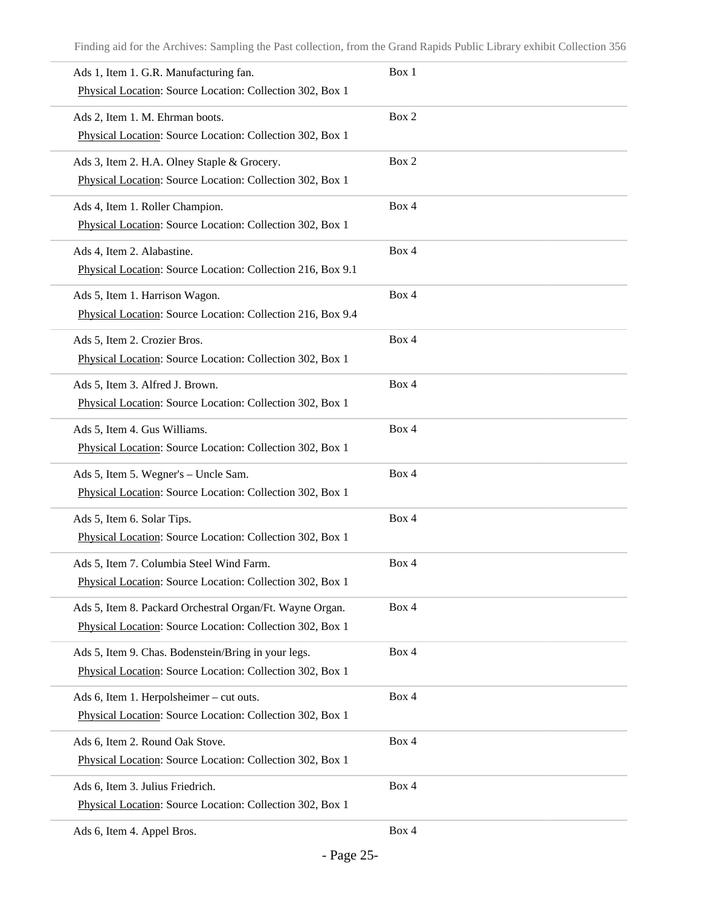| Item | Box |
| --- | --- |
| Ads 1, Item 1. G.R. Manufacturing fan.<br>Physical Location: Source Location: Collection 302, Box 1 | Box 1 |
| Ads 2, Item 1. M. Ehrman boots.<br>Physical Location: Source Location: Collection 302, Box 1 | Box 2 |
| Ads 3, Item 2. H.A. Olney Staple & Grocery.<br>Physical Location: Source Location: Collection 302, Box 1 | Box 2 |
| Ads 4, Item 1. Roller Champion.<br>Physical Location: Source Location: Collection 302, Box 1 | Box 4 |
| Ads 4, Item 2. Alabastine.<br>Physical Location: Source Location: Collection 216, Box 9.1 | Box 4 |
| Ads 5, Item 1. Harrison Wagon.<br>Physical Location: Source Location: Collection 216, Box 9.4 | Box 4 |
| Ads 5, Item 2. Crozier Bros.<br>Physical Location: Source Location: Collection 302, Box 1 | Box 4 |
| Ads 5, Item 3. Alfred J. Brown.<br>Physical Location: Source Location: Collection 302, Box 1 | Box 4 |
| Ads 5, Item 4. Gus Williams.<br>Physical Location: Source Location: Collection 302, Box 1 | Box 4 |
| Ads 5, Item 5. Wegner's – Uncle Sam.<br>Physical Location: Source Location: Collection 302, Box 1 | Box 4 |
| Ads 5, Item 6. Solar Tips.<br>Physical Location: Source Location: Collection 302, Box 1 | Box 4 |
| Ads 5, Item 7. Columbia Steel Wind Farm.<br>Physical Location: Source Location: Collection 302, Box 1 | Box 4 |
| Ads 5, Item 8. Packard Orchestral Organ/Ft. Wayne Organ.<br>Physical Location: Source Location: Collection 302, Box 1 | Box 4 |
| Ads 5, Item 9. Chas. Bodenstein/Bring in your legs.<br>Physical Location: Source Location: Collection 302, Box 1 | Box 4 |
| Ads 6, Item 1. Herpolsheimer – cut outs.<br>Physical Location: Source Location: Collection 302, Box 1 | Box 4 |
| Ads 6, Item 2. Round Oak Stove.<br>Physical Location: Source Location: Collection 302, Box 1 | Box 4 |
| Ads 6, Item 3. Julius Friedrich.<br>Physical Location: Source Location: Collection 302, Box 1 | Box 4 |
| Ads 6, Item 4. Appel Bros. | Box 4 |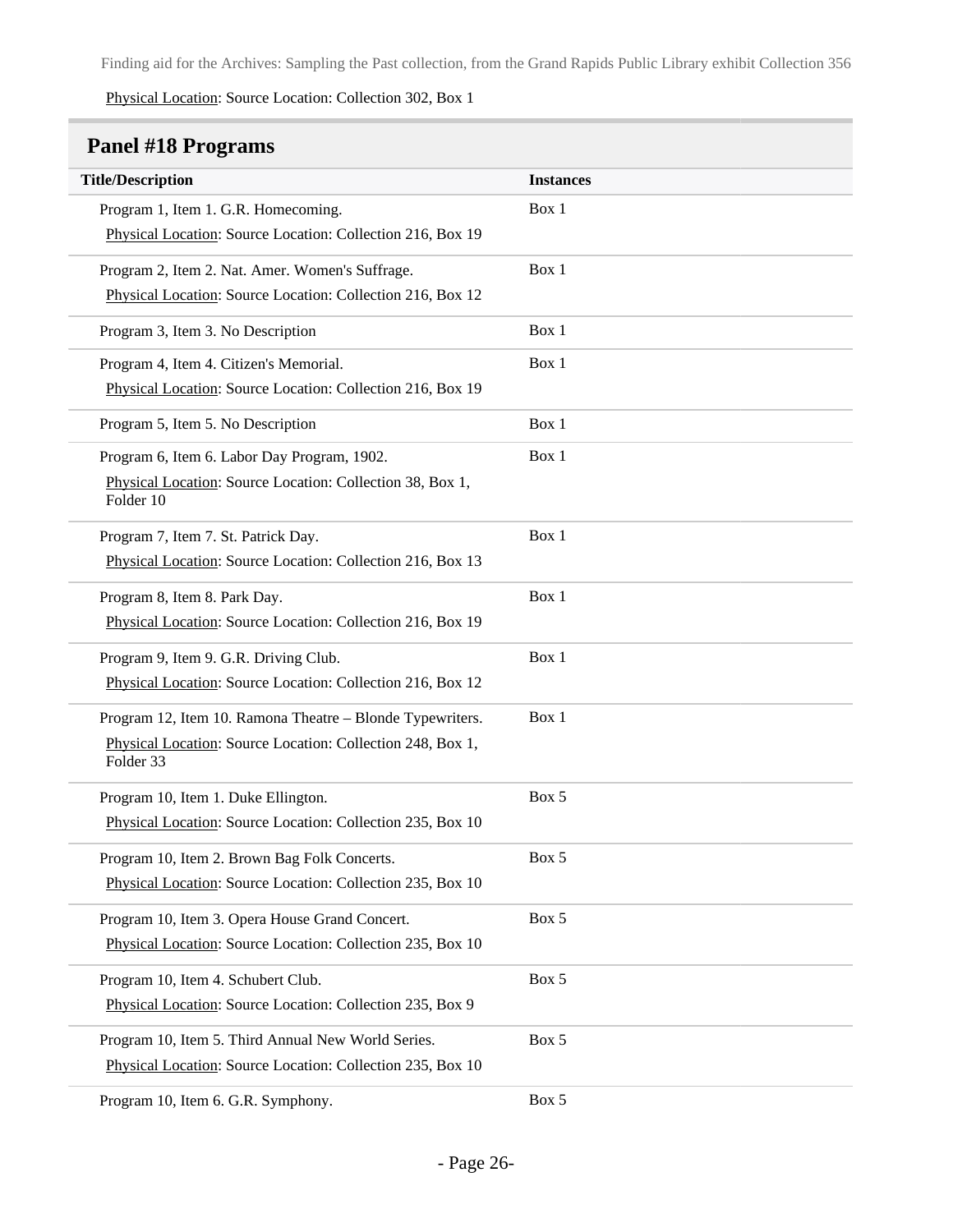Physical Location: Source Location: Collection 302, Box 1

## Panel #18 Programs

| Title/Description | Instances |
| --- | --- |
| Program 1, Item 1. G.R. Homecoming. Physical Location: Source Location: Collection 216, Box 19 | Box 1 |
| Program 2, Item 2. Nat. Amer. Women's Suffrage. Physical Location: Source Location: Collection 216, Box 12 | Box 1 |
| Program 3, Item 3. No Description | Box 1 |
| Program 4, Item 4. Citizen's Memorial. Physical Location: Source Location: Collection 216, Box 19 | Box 1 |
| Program 5, Item 5. No Description | Box 1 |
| Program 6, Item 6. Labor Day Program, 1902. Physical Location: Source Location: Collection 38, Box 1, Folder 10 | Box 1 |
| Program 7, Item 7. St. Patrick Day. Physical Location: Source Location: Collection 216, Box 13 | Box 1 |
| Program 8, Item 8. Park Day. Physical Location: Source Location: Collection 216, Box 19 | Box 1 |
| Program 9, Item 9. G.R. Driving Club. Physical Location: Source Location: Collection 216, Box 12 | Box 1 |
| Program 12, Item 10. Ramona Theatre – Blonde Typewriters. Physical Location: Source Location: Collection 248, Box 1, Folder 33 | Box 1 |
| Program 10, Item 1. Duke Ellington. Physical Location: Source Location: Collection 235, Box 10 | Box 5 |
| Program 10, Item 2. Brown Bag Folk Concerts. Physical Location: Source Location: Collection 235, Box 10 | Box 5 |
| Program 10, Item 3. Opera House Grand Concert. Physical Location: Source Location: Collection 235, Box 10 | Box 5 |
| Program 10, Item 4. Schubert Club. Physical Location: Source Location: Collection 235, Box 9 | Box 5 |
| Program 10, Item 5. Third Annual New World Series. Physical Location: Source Location: Collection 235, Box 10 | Box 5 |
| Program 10, Item 6. G.R. Symphony. | Box 5 |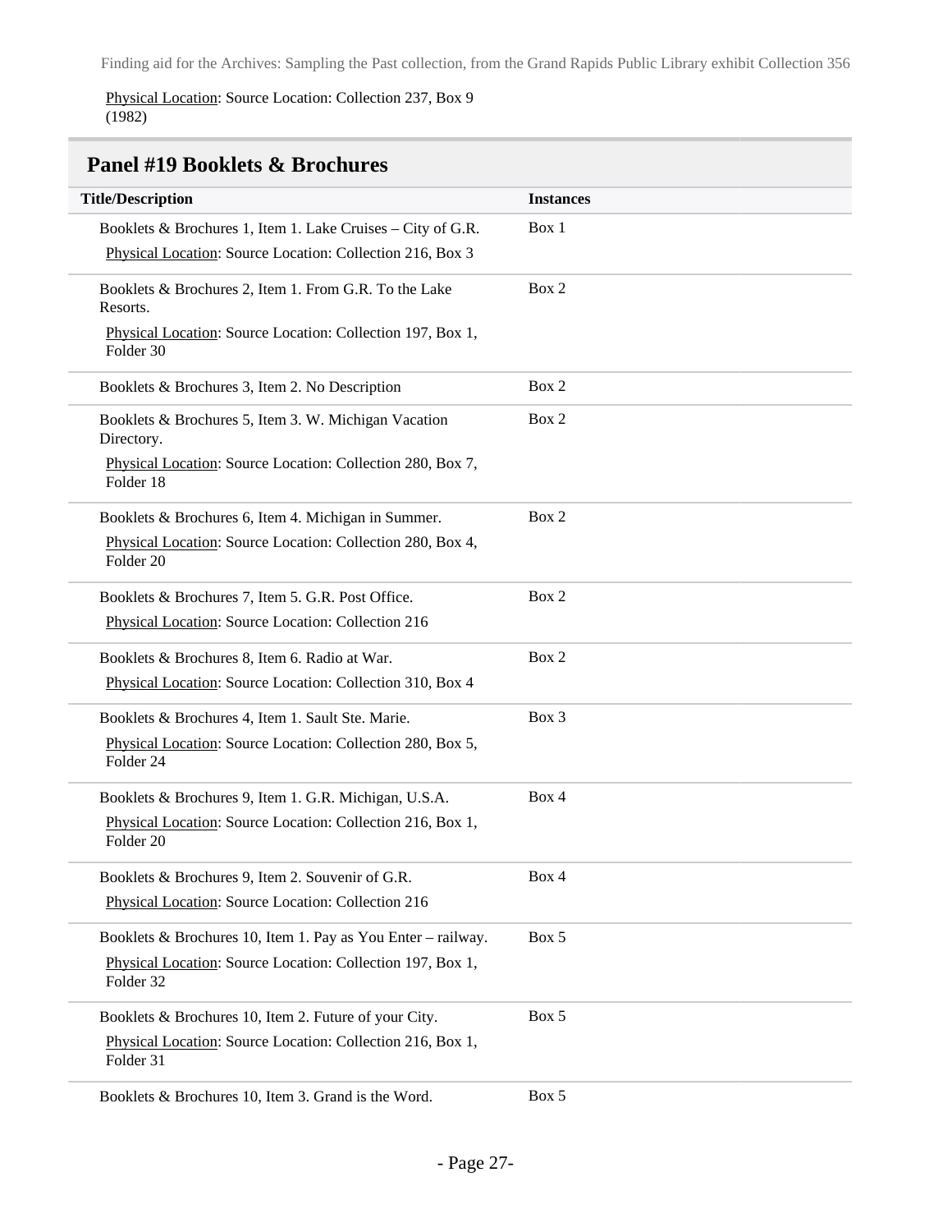Physical Location: Source Location: Collection 237, Box 9 (1982)

## Panel #19 Booklets & Brochures

| Title/Description | Instances |
| --- | --- |
| Booklets & Brochures 1, Item 1. Lake Cruises – City of G.R.<br>Physical Location: Source Location: Collection 216, Box 3 | Box 1 |
| Booklets & Brochures 2, Item 1. From G.R. To the Lake Resorts.<br>Physical Location: Source Location: Collection 197, Box 1, Folder 30 | Box 2 |
| Booklets & Brochures 3, Item 2. No Description | Box 2 |
| Booklets & Brochures 5, Item 3. W. Michigan Vacation Directory.<br>Physical Location: Source Location: Collection 280, Box 7, Folder 18 | Box 2 |
| Booklets & Brochures 6, Item 4. Michigan in Summer.<br>Physical Location: Source Location: Collection 280, Box 4, Folder 20 | Box 2 |
| Booklets & Brochures 7, Item 5. G.R. Post Office.<br>Physical Location: Source Location: Collection 216 | Box 2 |
| Booklets & Brochures 8, Item 6. Radio at War.<br>Physical Location: Source Location: Collection 310, Box 4 | Box 2 |
| Booklets & Brochures 4, Item 1. Sault Ste. Marie.<br>Physical Location: Source Location: Collection 280, Box 5, Folder 24 | Box 3 |
| Booklets & Brochures 9, Item 1. G.R. Michigan, U.S.A.<br>Physical Location: Source Location: Collection 216, Box 1, Folder 20 | Box 4 |
| Booklets & Brochures 9, Item 2. Souvenir of G.R.<br>Physical Location: Source Location: Collection 216 | Box 4 |
| Booklets & Brochures 10, Item 1. Pay as You Enter – railway.<br>Physical Location: Source Location: Collection 197, Box 1, Folder 32 | Box 5 |
| Booklets & Brochures 10, Item 2. Future of your City.<br>Physical Location: Source Location: Collection 216, Box 1, Folder 31 | Box 5 |
| Booklets & Brochures 10, Item 3. Grand is the Word. | Box 5 |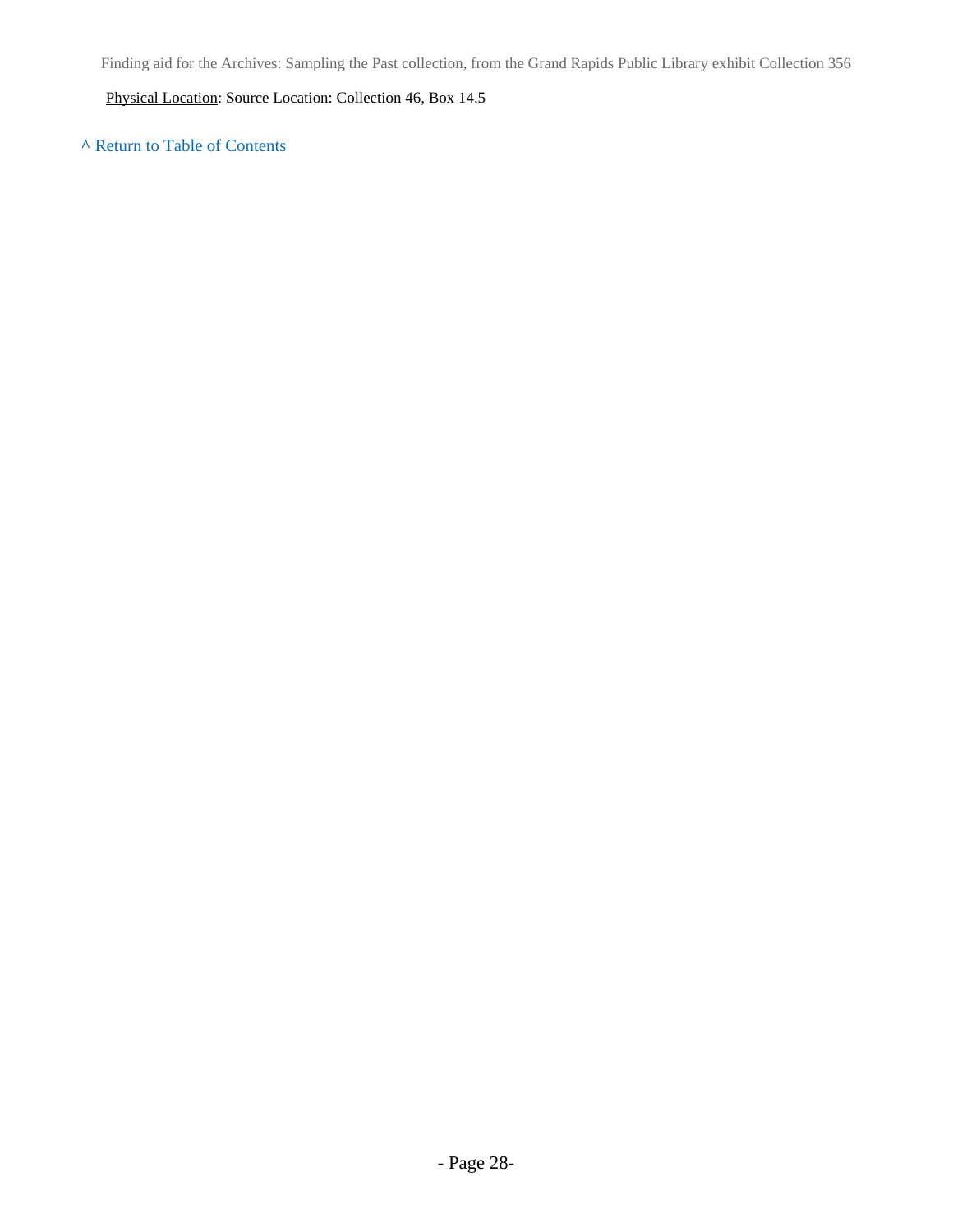Physical Location: Source Location: Collection 46, Box 14.5

^ Return to Table of Contents